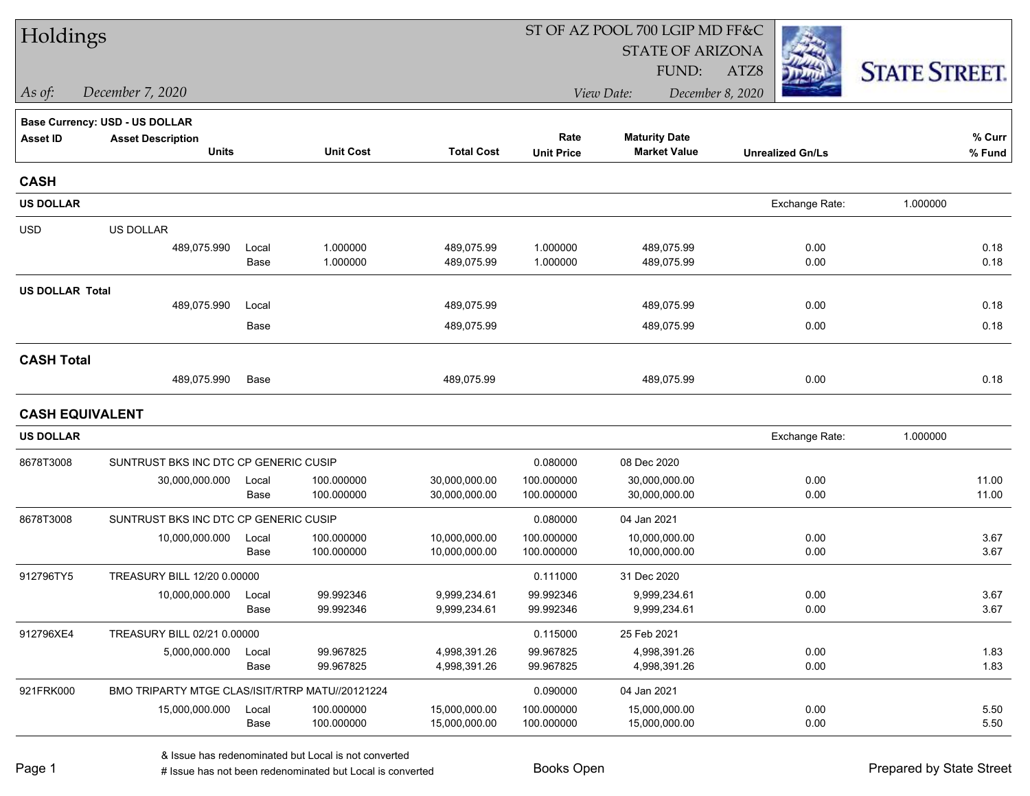# Holdings

ST OF AZ POOL 700 LGIP MD FF&C
STATE OF ARIZONA
FUND: ATZ8

*As of:* *December 7, 2020*
*View Date:* *December 8, 2020*

STATE STREET.

**Base Currency: USD - US DOLLAR**

| Asset ID | Asset Description / Units | | Unit Cost | Total Cost | Rate / Unit Price | Maturity Date / Market Value | Unrealized Gn/Ls | % Curr / % Fund |
|---|---|---|---|---|---|---|---|---|
| **CASH** | | | | | | | | |
| **US DOLLAR** | | | | | | | Exchange Rate: 1.000000 | |
| USD | US DOLLAR | | | | | | | |
| | 489,075.990 | Local | 1.000000 | 489,075.99 | 1.000000 | 489,075.99 | 0.00 | 0.18 |
| | | Base | 1.000000 | 489,075.99 | 1.000000 | 489,075.99 | 0.00 | 0.18 |
| **US DOLLAR Total** | | | | | | | | |
| | 489,075.990 | Local | | 489,075.99 | | 489,075.99 | 0.00 | 0.18 |
| | | Base | | 489,075.99 | | 489,075.99 | 0.00 | 0.18 |
| **CASH Total** | | | | | | | | |
| | 489,075.990 | Base | | 489,075.99 | | 489,075.99 | 0.00 | 0.18 |
| **CASH EQUIVALENT** | | | | | | | | |
| **US DOLLAR** | | | | | | | Exchange Rate: 1.000000 | |
| 8678T3008 | SUNTRUST BKS INC DTC CP GENERIC CUSIP | | | | 0.080000 | 08 Dec 2020 | | |
| | 30,000,000.000 | Local | 100.000000 | 30,000,000.00 | 100.000000 | 30,000,000.00 | 0.00 | 11.00 |
| | | Base | 100.000000 | 30,000,000.00 | 100.000000 | 30,000,000.00 | 0.00 | 11.00 |
| 8678T3008 | SUNTRUST BKS INC DTC CP GENERIC CUSIP | | | | 0.080000 | 04 Jan 2021 | | |
| | 10,000,000.000 | Local | 100.000000 | 10,000,000.00 | 100.000000 | 10,000,000.00 | 0.00 | 3.67 |
| | | Base | 100.000000 | 10,000,000.00 | 100.000000 | 10,000,000.00 | 0.00 | 3.67 |
| 912796TY5 | TREASURY BILL 12/20 0.00000 | | | | 0.111000 | 31 Dec 2020 | | |
| | 10,000,000.000 | Local | 99.992346 | 9,999,234.61 | 99.992346 | 9,999,234.61 | 0.00 | 3.67 |
| | | Base | 99.992346 | 9,999,234.61 | 99.992346 | 9,999,234.61 | 0.00 | 3.67 |
| 912796XE4 | TREASURY BILL 02/21 0.00000 | | | | 0.115000 | 25 Feb 2021 | | |
| | 5,000,000.000 | Local | 99.967825 | 4,998,391.26 | 99.967825 | 4,998,391.26 | 0.00 | 1.83 |
| | | Base | 99.967825 | 4,998,391.26 | 99.967825 | 4,998,391.26 | 0.00 | 1.83 |
| 921FRK000 | BMO TRIPARTY MTGE CLAS/ISIT/RTRP MATU//20121224 | | | | 0.090000 | 04 Jan 2021 | | |
| | 15,000,000.000 | Local | 100.000000 | 15,000,000.00 | 100.000000 | 15,000,000.00 | 0.00 | 5.50 |
| | | Base | 100.000000 | 15,000,000.00 | 100.000000 | 15,000,000.00 | 0.00 | 5.50 |

& Issue has redenominated but Local is not converted
# Issue has not been redenominated but Local is converted

Books Open

Prepared by State Street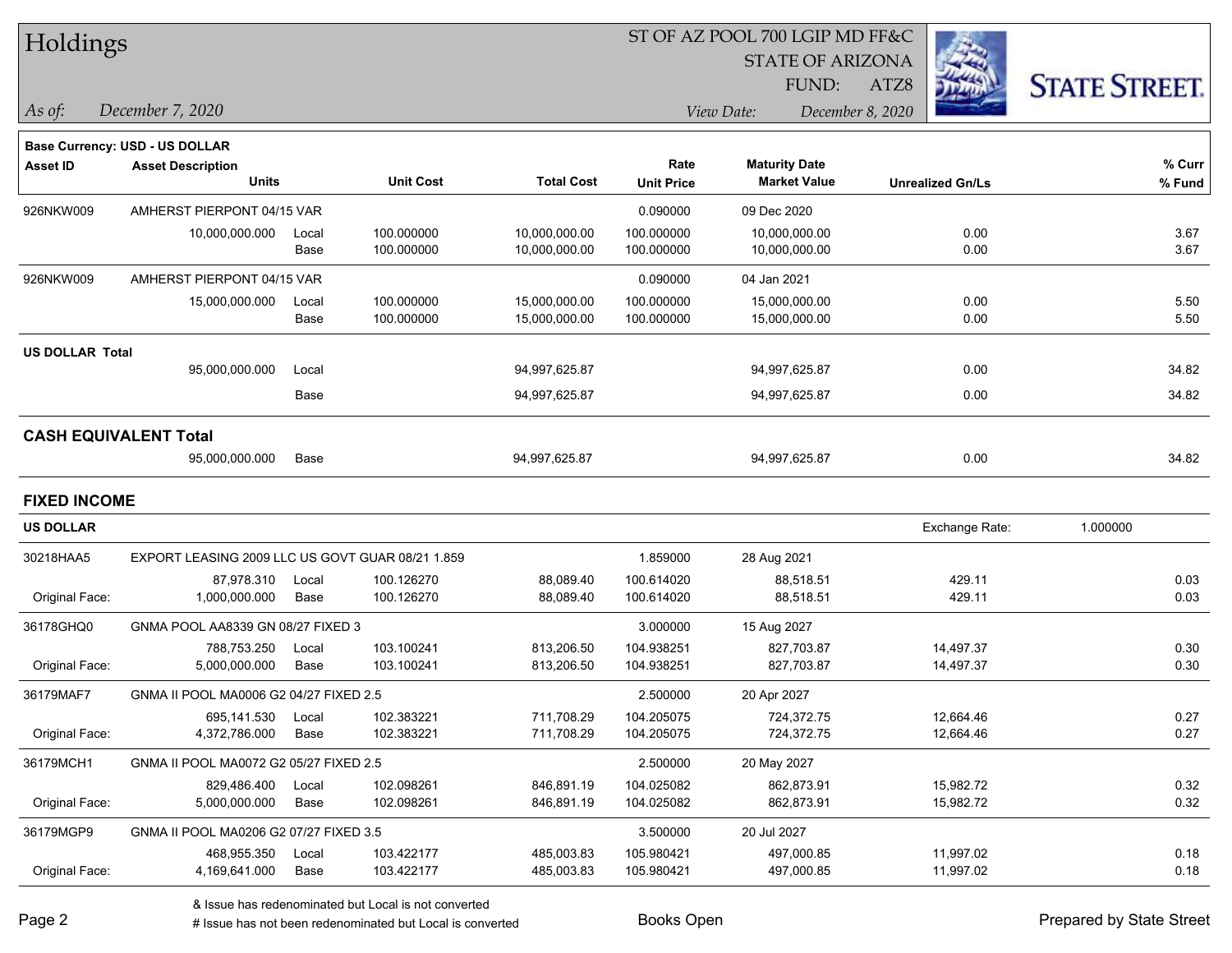# Holdings

ST OF AZ POOL 700 LGIP MD FF&C
STATE OF ARIZONA
FUND: ATZ8

*As of:* *December 7, 2020*
*View Date:* *December 8, 2020*

**Base Currency: USD - US DOLLAR**

| Asset ID | Asset Description / Units | | Unit Cost | Total Cost | Rate / Unit Price | Maturity Date / Market Value | Unrealized Gn/Ls | % Curr / % Fund |
|---|---|---|---|---|---|---|---|---|
| 926NKW009 | AMHERST PIERPONT 04/15 VAR | | | | 0.090000 | 09 Dec 2020 | | |
| | 10,000,000.000 | Local | 100.000000 | 10,000,000.00 | 100.000000 | 10,000,000.00 | 0.00 | 3.67 |
| | | Base | 100.000000 | 10,000,000.00 | 100.000000 | 10,000,000.00 | 0.00 | 3.67 |
| 926NKW009 | AMHERST PIERPONT 04/15 VAR | | | | 0.090000 | 04 Jan 2021 | | |
| | 15,000,000.000 | Local | 100.000000 | 15,000,000.00 | 100.000000 | 15,000,000.00 | 0.00 | 5.50 |
| | | Base | 100.000000 | 15,000,000.00 | 100.000000 | 15,000,000.00 | 0.00 | 5.50 |
| **US DOLLAR Total** | | | | | | | | |
| | 95,000,000.000 | Local | | 94,997,625.87 | | 94,997,625.87 | 0.00 | 34.82 |
| | | Base | | 94,997,625.87 | | 94,997,625.87 | 0.00 | 34.82 |
| **CASH EQUIVALENT Total** | | | | | | | | |
| | 95,000,000.000 | Base | | 94,997,625.87 | | 94,997,625.87 | 0.00 | 34.82 |

## FIXED INCOME

**US DOLLAR** — Exchange Rate: 1.000000

| Asset ID | Asset Description / Units | | Unit Cost | Total Cost | Rate / Unit Price | Maturity Date / Market Value | Unrealized Gn/Ls | % Curr / % Fund |
|---|---|---|---|---|---|---|---|---|
| 30218HAA5 | EXPORT LEASING 2009 LLC US GOVT GUAR 08/21 1.859 | | | | 1.859000 | 28 Aug 2021 | | |
| | 87,978.310 | Local | 100.126270 | 88,089.40 | 100.614020 | 88,518.51 | 429.11 | 0.03 |
| Original Face: | 1,000,000.000 | Base | 100.126270 | 88,089.40 | 100.614020 | 88,518.51 | 429.11 | 0.03 |
| 36178GHQ0 | GNMA POOL AA8339 GN 08/27 FIXED 3 | | | | 3.000000 | 15 Aug 2027 | | |
| | 788,753.250 | Local | 103.100241 | 813,206.50 | 104.938251 | 827,703.87 | 14,497.37 | 0.30 |
| Original Face: | 5,000,000.000 | Base | 103.100241 | 813,206.50 | 104.938251 | 827,703.87 | 14,497.37 | 0.30 |
| 36179MAF7 | GNMA II POOL MA0006 G2 04/27 FIXED 2.5 | | | | 2.500000 | 20 Apr 2027 | | |
| | 695,141.530 | Local | 102.383221 | 711,708.29 | 104.205075 | 724,372.75 | 12,664.46 | 0.27 |
| Original Face: | 4,372,786.000 | Base | 102.383221 | 711,708.29 | 104.205075 | 724,372.75 | 12,664.46 | 0.27 |
| 36179MCH1 | GNMA II POOL MA0072 G2 05/27 FIXED 2.5 | | | | 2.500000 | 20 May 2027 | | |
| | 829,486.400 | Local | 102.098261 | 846,891.19 | 104.025082 | 862,873.91 | 15,982.72 | 0.32 |
| Original Face: | 5,000,000.000 | Base | 102.098261 | 846,891.19 | 104.025082 | 862,873.91 | 15,982.72 | 0.32 |
| 36179MGP9 | GNMA II POOL MA0206 G2 07/27 FIXED 3.5 | | | | 3.500000 | 20 Jul 2027 | | |
| | 468,955.350 | Local | 103.422177 | 485,003.83 | 105.980421 | 497,000.85 | 11,997.02 | 0.18 |
| Original Face: | 4,169,641.000 | Base | 103.422177 | 485,003.83 | 105.980421 | 497,000.85 | 11,997.02 | 0.18 |

& Issue has redenominated but Local is not converted
# Issue has not been redenominated but Local is converted

Books Open

Prepared by State Street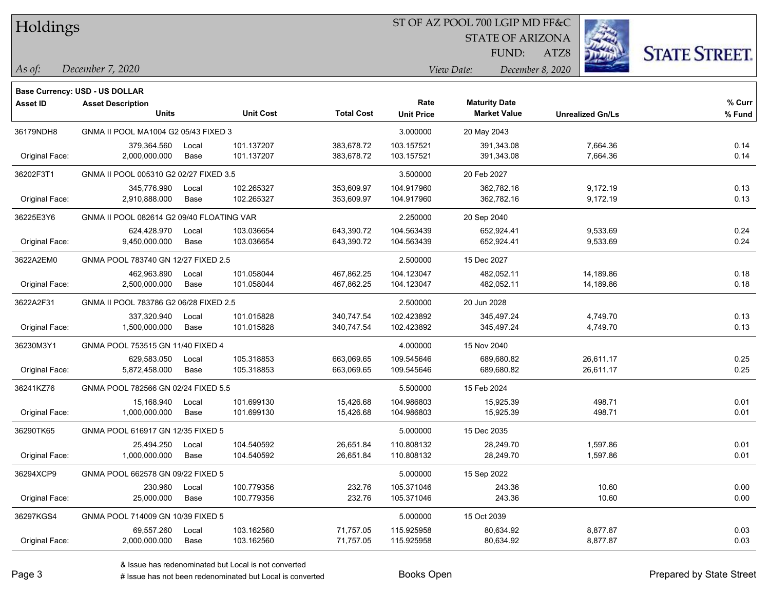# Holdings

ST OF AZ POOL 700 LGIP MD FF&C
STATE OF ARIZONA
FUND: ATZ8

*As of:* *December 7, 2020*
*View Date:* *December 8, 2020*

**Base Currency: USD - US DOLLAR**

| Asset ID | Asset Description / Units | | Unit Cost | Total Cost | Rate / Unit Price | Maturity Date / Market Value | Unrealized Gn/Ls | % Curr / % Fund |
|---|---|---|---|---|---|---|---|---|
| 36179NDH8 | GNMA II POOL MA1004 G2 05/43 FIXED 3 | | | | 3.000000 | 20 May 2043 | | |
| | 379,364.560 | Local | 101.137207 | 383,678.72 | 103.157521 | 391,343.08 | 7,664.36 | 0.14 |
| Original Face: | 2,000,000.000 | Base | 101.137207 | 383,678.72 | 103.157521 | 391,343.08 | 7,664.36 | 0.14 |
| 36202F3T1 | GNMA II POOL 005310 G2 02/27 FIXED 3.5 | | | | 3.500000 | 20 Feb 2027 | | |
| | 345,776.990 | Local | 102.265327 | 353,609.97 | 104.917960 | 362,782.16 | 9,172.19 | 0.13 |
| Original Face: | 2,910,888.000 | Base | 102.265327 | 353,609.97 | 104.917960 | 362,782.16 | 9,172.19 | 0.13 |
| 36225E3Y6 | GNMA II POOL 082614 G2 09/40 FLOATING VAR | | | | 2.250000 | 20 Sep 2040 | | |
| | 624,428.970 | Local | 103.036654 | 643,390.72 | 104.563439 | 652,924.41 | 9,533.69 | 0.24 |
| Original Face: | 9,450,000.000 | Base | 103.036654 | 643,390.72 | 104.563439 | 652,924.41 | 9,533.69 | 0.24 |
| 3622A2EM0 | GNMA POOL 783740 GN 12/27 FIXED 2.5 | | | | 2.500000 | 15 Dec 2027 | | |
| | 462,963.890 | Local | 101.058044 | 467,862.25 | 104.123047 | 482,052.11 | 14,189.86 | 0.18 |
| Original Face: | 2,500,000.000 | Base | 101.058044 | 467,862.25 | 104.123047 | 482,052.11 | 14,189.86 | 0.18 |
| 3622A2F31 | GNMA II POOL 783786 G2 06/28 FIXED 2.5 | | | | 2.500000 | 20 Jun 2028 | | |
| | 337,320.940 | Local | 101.015828 | 340,747.54 | 102.423892 | 345,497.24 | 4,749.70 | 0.13 |
| Original Face: | 1,500,000.000 | Base | 101.015828 | 340,747.54 | 102.423892 | 345,497.24 | 4,749.70 | 0.13 |
| 36230M3Y1 | GNMA POOL 753515 GN 11/40 FIXED 4 | | | | 4.000000 | 15 Nov 2040 | | |
| | 629,583.050 | Local | 105.318853 | 663,069.65 | 109.545646 | 689,680.82 | 26,611.17 | 0.25 |
| Original Face: | 5,872,458.000 | Base | 105.318853 | 663,069.65 | 109.545646 | 689,680.82 | 26,611.17 | 0.25 |
| 36241KZ76 | GNMA POOL 782566 GN 02/24 FIXED 5.5 | | | | 5.500000 | 15 Feb 2024 | | |
| | 15,168.940 | Local | 101.699130 | 15,426.68 | 104.986803 | 15,925.39 | 498.71 | 0.01 |
| Original Face: | 1,000,000.000 | Base | 101.699130 | 15,426.68 | 104.986803 | 15,925.39 | 498.71 | 0.01 |
| 36290TK65 | GNMA POOL 616917 GN 12/35 FIXED 5 | | | | 5.000000 | 15 Dec 2035 | | |
| | 25,494.250 | Local | 104.540592 | 26,651.84 | 110.808132 | 28,249.70 | 1,597.86 | 0.01 |
| Original Face: | 1,000,000.000 | Base | 104.540592 | 26,651.84 | 110.808132 | 28,249.70 | 1,597.86 | 0.01 |
| 36294XCP9 | GNMA POOL 662578 GN 09/22 FIXED 5 | | | | 5.000000 | 15 Sep 2022 | | |
| | 230.960 | Local | 100.779356 | 232.76 | 105.371046 | 243.36 | 10.60 | 0.00 |
| Original Face: | 25,000.000 | Base | 100.779356 | 232.76 | 105.371046 | 243.36 | 10.60 | 0.00 |
| 36297KGS4 | GNMA POOL 714009 GN 10/39 FIXED 5 | | | | 5.000000 | 15 Oct 2039 | | |
| | 69,557.260 | Local | 103.162560 | 71,757.05 | 115.925958 | 80,634.92 | 8,877.87 | 0.03 |
| Original Face: | 2,000,000.000 | Base | 103.162560 | 71,757.05 | 115.925958 | 80,634.92 | 8,877.87 | 0.03 |

& Issue has redenominated but Local is not converted
# Issue has not been redenominated but Local is converted

Books Open

Prepared by State Street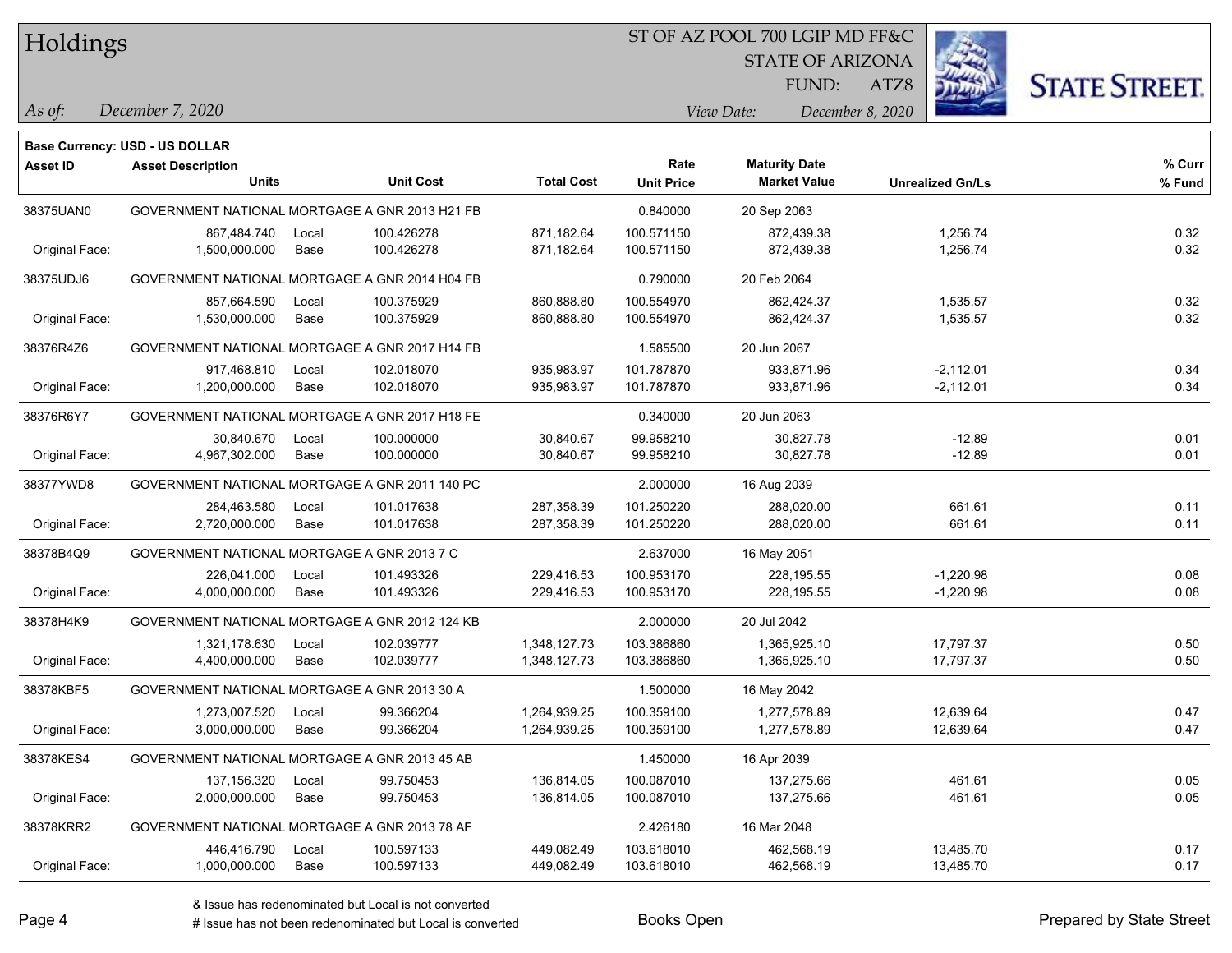# Holdings

ST OF AZ POOL 700 LGIP MD FF&C
STATE OF ARIZONA
FUND: ATZ8

*As of:* *December 7, 2020*
*View Date:* *December 8, 2020*

**Base Currency: USD - US DOLLAR**

| Asset ID | Asset Description / Units | | Unit Cost | Total Cost | Rate / Unit Price | Maturity Date / Market Value | Unrealized Gn/Ls | % Curr / % Fund |
|---|---|---|---|---|---|---|---|---|
| 38375UAN0 | GOVERNMENT NATIONAL MORTGAGE A GNR 2013 H21 FB | | | | 0.840000 | 20 Sep 2063 | | |
| | 867,484.740 | Local | 100.426278 | 871,182.64 | 100.571150 | 872,439.38 | 1,256.74 | 0.32 |
| Original Face: | 1,500,000.000 | Base | 100.426278 | 871,182.64 | 100.571150 | 872,439.38 | 1,256.74 | 0.32 |
| 38375UDJ6 | GOVERNMENT NATIONAL MORTGAGE A GNR 2014 H04 FB | | | | 0.790000 | 20 Feb 2064 | | |
| | 857,664.590 | Local | 100.375929 | 860,888.80 | 100.554970 | 862,424.37 | 1,535.57 | 0.32 |
| Original Face: | 1,530,000.000 | Base | 100.375929 | 860,888.80 | 100.554970 | 862,424.37 | 1,535.57 | 0.32 |
| 38376R4Z6 | GOVERNMENT NATIONAL MORTGAGE A GNR 2017 H14 FB | | | | 1.585500 | 20 Jun 2067 | | |
| | 917,468.810 | Local | 102.018070 | 935,983.97 | 101.787870 | 933,871.96 | -2,112.01 | 0.34 |
| Original Face: | 1,200,000.000 | Base | 102.018070 | 935,983.97 | 101.787870 | 933,871.96 | -2,112.01 | 0.34 |
| 38376R6Y7 | GOVERNMENT NATIONAL MORTGAGE A GNR 2017 H18 FE | | | | 0.340000 | 20 Jun 2063 | | |
| | 30,840.670 | Local | 100.000000 | 30,840.67 | 99.958210 | 30,827.78 | -12.89 | 0.01 |
| Original Face: | 4,967,302.000 | Base | 100.000000 | 30,840.67 | 99.958210 | 30,827.78 | -12.89 | 0.01 |
| 38377YWD8 | GOVERNMENT NATIONAL MORTGAGE A GNR 2011 140 PC | | | | 2.000000 | 16 Aug 2039 | | |
| | 284,463.580 | Local | 101.017638 | 287,358.39 | 101.250220 | 288,020.00 | 661.61 | 0.11 |
| Original Face: | 2,720,000.000 | Base | 101.017638 | 287,358.39 | 101.250220 | 288,020.00 | 661.61 | 0.11 |
| 38378B4Q9 | GOVERNMENT NATIONAL MORTGAGE A GNR 2013 7 C | | | | 2.637000 | 16 May 2051 | | |
| | 226,041.000 | Local | 101.493326 | 229,416.53 | 100.953170 | 228,195.55 | -1,220.98 | 0.08 |
| Original Face: | 4,000,000.000 | Base | 101.493326 | 229,416.53 | 100.953170 | 228,195.55 | -1,220.98 | 0.08 |
| 38378H4K9 | GOVERNMENT NATIONAL MORTGAGE A GNR 2012 124 KB | | | | 2.000000 | 20 Jul 2042 | | |
| | 1,321,178.630 | Local | 102.039777 | 1,348,127.73 | 103.386860 | 1,365,925.10 | 17,797.37 | 0.50 |
| Original Face: | 4,400,000.000 | Base | 102.039777 | 1,348,127.73 | 103.386860 | 1,365,925.10 | 17,797.37 | 0.50 |
| 38378KBF5 | GOVERNMENT NATIONAL MORTGAGE A GNR 2013 30 A | | | | 1.500000 | 16 May 2042 | | |
| | 1,273,007.520 | Local | 99.366204 | 1,264,939.25 | 100.359100 | 1,277,578.89 | 12,639.64 | 0.47 |
| Original Face: | 3,000,000.000 | Base | 99.366204 | 1,264,939.25 | 100.359100 | 1,277,578.89 | 12,639.64 | 0.47 |
| 38378KES4 | GOVERNMENT NATIONAL MORTGAGE A GNR 2013 45 AB | | | | 1.450000 | 16 Apr 2039 | | |
| | 137,156.320 | Local | 99.750453 | 136,814.05 | 100.087010 | 137,275.66 | 461.61 | 0.05 |
| Original Face: | 2,000,000.000 | Base | 99.750453 | 136,814.05 | 100.087010 | 137,275.66 | 461.61 | 0.05 |
| 38378KRR2 | GOVERNMENT NATIONAL MORTGAGE A GNR 2013 78 AF | | | | 2.426180 | 16 Mar 2048 | | |
| | 446,416.790 | Local | 100.597133 | 449,082.49 | 103.618010 | 462,568.19 | 13,485.70 | 0.17 |
| Original Face: | 1,000,000.000 | Base | 100.597133 | 449,082.49 | 103.618010 | 462,568.19 | 13,485.70 | 0.17 |

& Issue has redenominated but Local is not converted
# Issue has not been redenominated but Local is converted

Books Open

Prepared by State Street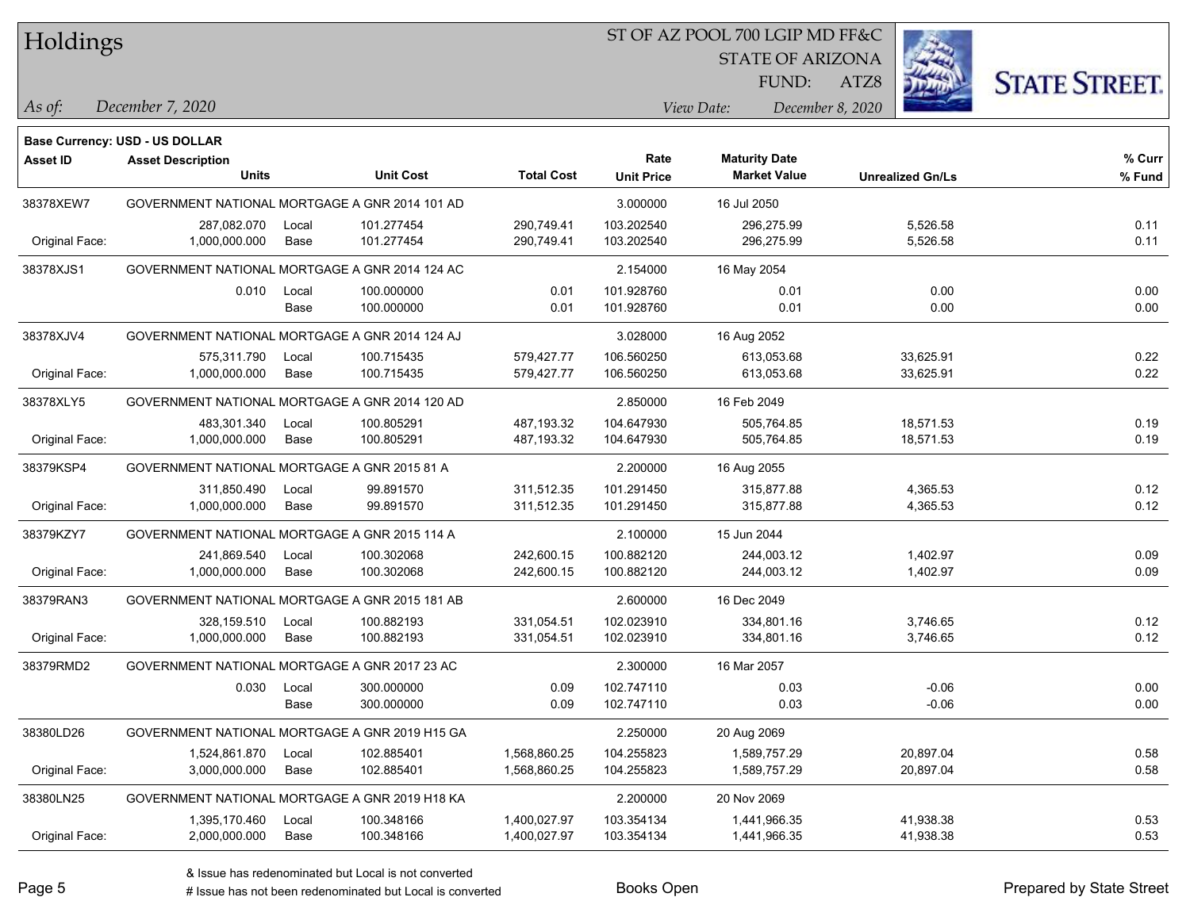# Holdings

ST OF AZ POOL 700 LGIP MD FF&C
STATE OF ARIZONA
FUND: ATZ8

*As of:* *December 7, 2020*

*View Date:* *December 8, 2020*

**Base Currency: USD - US DOLLAR**

| Asset ID | Asset Description Units | | Unit Cost | Total Cost | Rate Unit Price | Maturity Date Market Value | Unrealized Gn/Ls | % Curr % Fund |
|---|---|---|---|---|---|---|---|---|
| 38378XEW7 | GOVERNMENT NATIONAL MORTGAGE A GNR 2014 101 AD | | | | 3.000000 | 16 Jul 2050 | | |
| | 287,082.070 | Local | 101.277454 | 290,749.41 | 103.202540 | 296,275.99 | 5,526.58 | 0.11 |
| Original Face: | 1,000,000.000 | Base | 101.277454 | 290,749.41 | 103.202540 | 296,275.99 | 5,526.58 | 0.11 |
| 38378XJS1 | GOVERNMENT NATIONAL MORTGAGE A GNR 2014 124 AC | | | | 2.154000 | 16 May 2054 | | |
| | 0.010 | Local | 100.000000 | 0.01 | 101.928760 | 0.01 | 0.00 | 0.00 |
| | | Base | 100.000000 | 0.01 | 101.928760 | 0.01 | 0.00 | 0.00 |
| 38378XJV4 | GOVERNMENT NATIONAL MORTGAGE A GNR 2014 124 AJ | | | | 3.028000 | 16 Aug 2052 | | |
| | 575,311.790 | Local | 100.715435 | 579,427.77 | 106.560250 | 613,053.68 | 33,625.91 | 0.22 |
| Original Face: | 1,000,000.000 | Base | 100.715435 | 579,427.77 | 106.560250 | 613,053.68 | 33,625.91 | 0.22 |
| 38378XLY5 | GOVERNMENT NATIONAL MORTGAGE A GNR 2014 120 AD | | | | 2.850000 | 16 Feb 2049 | | |
| | 483,301.340 | Local | 100.805291 | 487,193.32 | 104.647930 | 505,764.85 | 18,571.53 | 0.19 |
| Original Face: | 1,000,000.000 | Base | 100.805291 | 487,193.32 | 104.647930 | 505,764.85 | 18,571.53 | 0.19 |
| 38379KSP4 | GOVERNMENT NATIONAL MORTGAGE A GNR 2015 81 A | | | | 2.200000 | 16 Aug 2055 | | |
| | 311,850.490 | Local | 99.891570 | 311,512.35 | 101.291450 | 315,877.88 | 4,365.53 | 0.12 |
| Original Face: | 1,000,000.000 | Base | 99.891570 | 311,512.35 | 101.291450 | 315,877.88 | 4,365.53 | 0.12 |
| 38379KZY7 | GOVERNMENT NATIONAL MORTGAGE A GNR 2015 114 A | | | | 2.100000 | 15 Jun 2044 | | |
| | 241,869.540 | Local | 100.302068 | 242,600.15 | 100.882120 | 244,003.12 | 1,402.97 | 0.09 |
| Original Face: | 1,000,000.000 | Base | 100.302068 | 242,600.15 | 100.882120 | 244,003.12 | 1,402.97 | 0.09 |
| 38379RAN3 | GOVERNMENT NATIONAL MORTGAGE A GNR 2015 181 AB | | | | 2.600000 | 16 Dec 2049 | | |
| | 328,159.510 | Local | 100.882193 | 331,054.51 | 102.023910 | 334,801.16 | 3,746.65 | 0.12 |
| Original Face: | 1,000,000.000 | Base | 100.882193 | 331,054.51 | 102.023910 | 334,801.16 | 3,746.65 | 0.12 |
| 38379RMD2 | GOVERNMENT NATIONAL MORTGAGE A GNR 2017 23 AC | | | | 2.300000 | 16 Mar 2057 | | |
| | 0.030 | Local | 300.000000 | 0.09 | 102.747110 | 0.03 | -0.06 | 0.00 |
| | | Base | 300.000000 | 0.09 | 102.747110 | 0.03 | -0.06 | 0.00 |
| 38380LD26 | GOVERNMENT NATIONAL MORTGAGE A GNR 2019 H15 GA | | | | 2.250000 | 20 Aug 2069 | | |
| | 1,524,861.870 | Local | 102.885401 | 1,568,860.25 | 104.255823 | 1,589,757.29 | 20,897.04 | 0.58 |
| Original Face: | 3,000,000.000 | Base | 102.885401 | 1,568,860.25 | 104.255823 | 1,589,757.29 | 20,897.04 | 0.58 |
| 38380LN25 | GOVERNMENT NATIONAL MORTGAGE A GNR 2019 H18 KA | | | | 2.200000 | 20 Nov 2069 | | |
| | 1,395,170.460 | Local | 100.348166 | 1,400,027.97 | 103.354134 | 1,441,966.35 | 41,938.38 | 0.53 |
| Original Face: | 2,000,000.000 | Base | 100.348166 | 1,400,027.97 | 103.354134 | 1,441,966.35 | 41,938.38 | 0.53 |

& Issue has redenominated but Local is not converted
# Issue has not been redenominated but Local is converted

Books Open

Prepared by State Street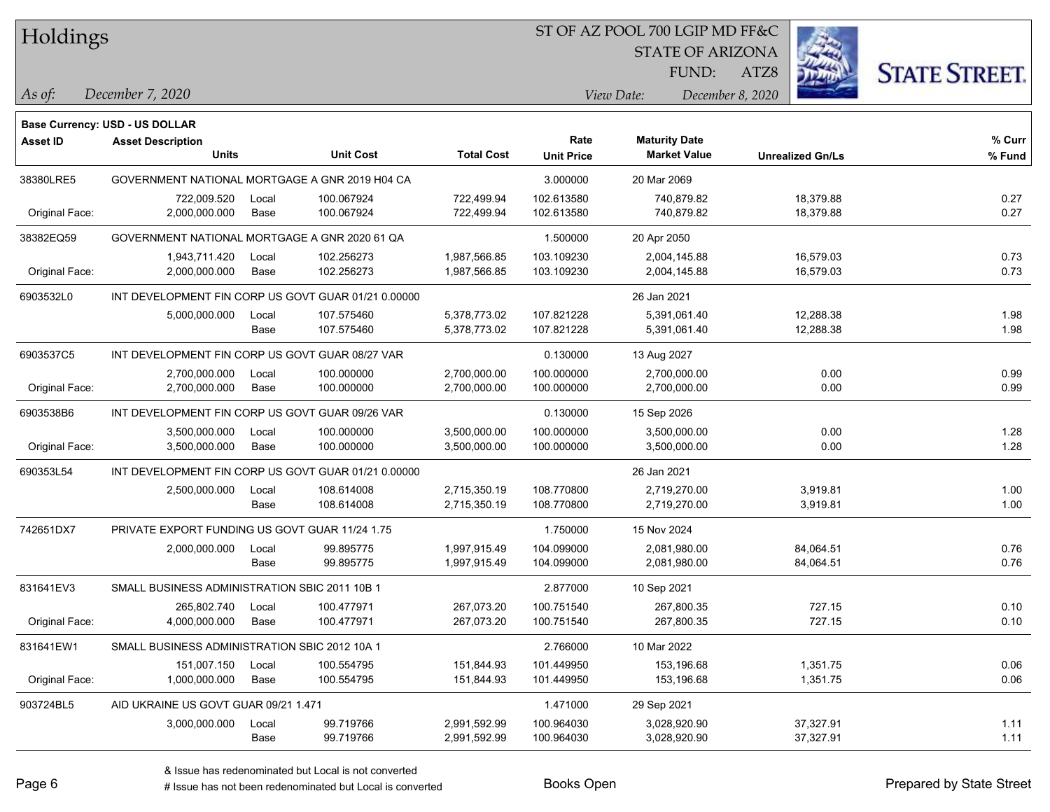# Holdings

ST OF AZ POOL 700 LGIP MD FF&C
STATE OF ARIZONA
FUND: ATZ8

*As of:* *December 7, 2020*
*View Date:* *December 8, 2020*

**Base Currency: USD - US DOLLAR**

| Asset ID | Asset Description Units | | Unit Cost | Total Cost | Rate Unit Price | Maturity Date Market Value | Unrealized Gn/Ls | % Curr % Fund |
|---|---|---|---|---|---|---|---|---|
| 38380LRE5 | GOVERNMENT NATIONAL MORTGAGE A GNR 2019 H04 CA | | | | 3.000000 | 20 Mar 2069 | | |
| | 722,009.520 | Local | 100.067924 | 722,499.94 | 102.613580 | 740,879.82 | 18,379.88 | 0.27 |
| Original Face: | 2,000,000.000 | Base | 100.067924 | 722,499.94 | 102.613580 | 740,879.82 | 18,379.88 | 0.27 |
| 38382EQ59 | GOVERNMENT NATIONAL MORTGAGE A GNR 2020 61 QA | | | | 1.500000 | 20 Apr 2050 | | |
| | 1,943,711.420 | Local | 102.256273 | 1,987,566.85 | 103.109230 | 2,004,145.88 | 16,579.03 | 0.73 |
| Original Face: | 2,000,000.000 | Base | 102.256273 | 1,987,566.85 | 103.109230 | 2,004,145.88 | 16,579.03 | 0.73 |
| 6903532L0 | INT DEVELOPMENT FIN CORP US GOVT GUAR 01/21 0.00000 | | | | | 26 Jan 2021 | | |
| | 5,000,000.000 | Local | 107.575460 | 5,378,773.02 | 107.821228 | 5,391,061.40 | 12,288.38 | 1.98 |
| | | Base | 107.575460 | 5,378,773.02 | 107.821228 | 5,391,061.40 | 12,288.38 | 1.98 |
| 6903537C5 | INT DEVELOPMENT FIN CORP US GOVT GUAR 08/27 VAR | | | | 0.130000 | 13 Aug 2027 | | |
| | 2,700,000.000 | Local | 100.000000 | 2,700,000.00 | 100.000000 | 2,700,000.00 | 0.00 | 0.99 |
| Original Face: | 2,700,000.000 | Base | 100.000000 | 2,700,000.00 | 100.000000 | 2,700,000.00 | 0.00 | 0.99 |
| 6903538B6 | INT DEVELOPMENT FIN CORP US GOVT GUAR 09/26 VAR | | | | 0.130000 | 15 Sep 2026 | | |
| | 3,500,000.000 | Local | 100.000000 | 3,500,000.00 | 100.000000 | 3,500,000.00 | 0.00 | 1.28 |
| Original Face: | 3,500,000.000 | Base | 100.000000 | 3,500,000.00 | 100.000000 | 3,500,000.00 | 0.00 | 1.28 |
| 690353L54 | INT DEVELOPMENT FIN CORP US GOVT GUAR 01/21 0.00000 | | | | | 26 Jan 2021 | | |
| | 2,500,000.000 | Local | 108.614008 | 2,715,350.19 | 108.770800 | 2,719,270.00 | 3,919.81 | 1.00 |
| | | Base | 108.614008 | 2,715,350.19 | 108.770800 | 2,719,270.00 | 3,919.81 | 1.00 |
| 742651DX7 | PRIVATE EXPORT FUNDING US GOVT GUAR 11/24 1.75 | | | | 1.750000 | 15 Nov 2024 | | |
| | 2,000,000.000 | Local | 99.895775 | 1,997,915.49 | 104.099000 | 2,081,980.00 | 84,064.51 | 0.76 |
| | | Base | 99.895775 | 1,997,915.49 | 104.099000 | 2,081,980.00 | 84,064.51 | 0.76 |
| 831641EV3 | SMALL BUSINESS ADMINISTRATION SBIC 2011 10B 1 | | | | 2.877000 | 10 Sep 2021 | | |
| | 265,802.740 | Local | 100.477971 | 267,073.20 | 100.751540 | 267,800.35 | 727.15 | 0.10 |
| Original Face: | 4,000,000.000 | Base | 100.477971 | 267,073.20 | 100.751540 | 267,800.35 | 727.15 | 0.10 |
| 831641EW1 | SMALL BUSINESS ADMINISTRATION SBIC 2012 10A 1 | | | | 2.766000 | 10 Mar 2022 | | |
| | 151,007.150 | Local | 100.554795 | 151,844.93 | 101.449950 | 153,196.68 | 1,351.75 | 0.06 |
| Original Face: | 1,000,000.000 | Base | 100.554795 | 151,844.93 | 101.449950 | 153,196.68 | 1,351.75 | 0.06 |
| 903724BL5 | AID UKRAINE US GOVT GUAR 09/21 1.471 | | | | 1.471000 | 29 Sep 2021 | | |
| | 3,000,000.000 | Local | 99.719766 | 2,991,592.99 | 100.964030 | 3,028,920.90 | 37,327.91 | 1.11 |
| | | Base | 99.719766 | 2,991,592.99 | 100.964030 | 3,028,920.90 | 37,327.91 | 1.11 |

& Issue has redenominated but Local is not converted
# Issue has not been redenominated but Local is converted

Books Open

Prepared by State Street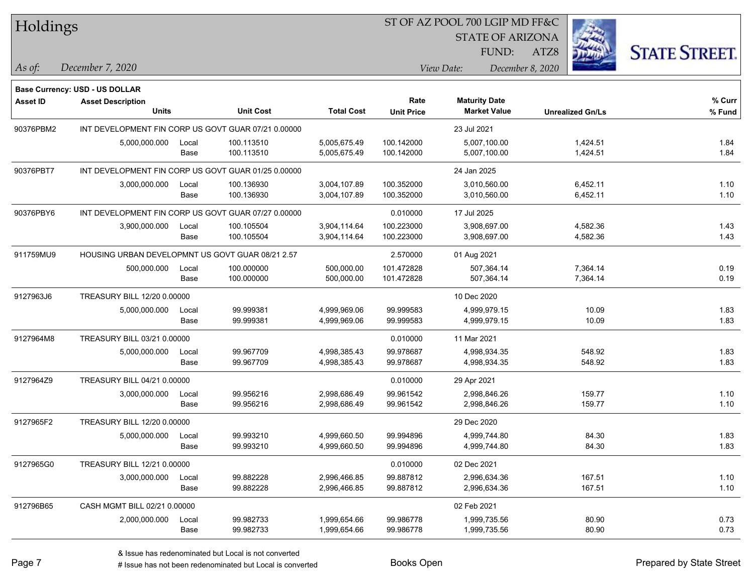# Holdings

ST OF AZ POOL 700 LGIP MD FF&C
STATE OF ARIZONA
FUND: ATZ8

*As of:* *December 7, 2020*

*View Date:* *December 8, 2020*

**Base Currency: USD - US DOLLAR**

| Asset ID | Asset Description / Units | | Unit Cost | Total Cost | Rate / Unit Price | Maturity Date / Market Value | Unrealized Gn/Ls | % Curr / % Fund |
|---|---|---|---|---|---|---|---|---|
| 90376PBM2 | INT DEVELOPMENT FIN CORP US GOVT GUAR 07/21 0.00000 | | | | | 23 Jul 2021 | | |
| | 5,000,000.000 | Local | 100.113510 | 5,005,675.49 | 100.142000 | 5,007,100.00 | 1,424.51 | 1.84 |
| | | Base | 100.113510 | 5,005,675.49 | 100.142000 | 5,007,100.00 | 1,424.51 | 1.84 |
| 90376PBT7 | INT DEVELOPMENT FIN CORP US GOVT GUAR 01/25 0.00000 | | | | | 24 Jan 2025 | | |
| | 3,000,000.000 | Local | 100.136930 | 3,004,107.89 | 100.352000 | 3,010,560.00 | 6,452.11 | 1.10 |
| | | Base | 100.136930 | 3,004,107.89 | 100.352000 | 3,010,560.00 | 6,452.11 | 1.10 |
| 90376PBY6 | INT DEVELOPMENT FIN CORP US GOVT GUAR 07/27 0.00000 | | | | 0.010000 | 17 Jul 2025 | | |
| | 3,900,000.000 | Local | 100.105504 | 3,904,114.64 | 100.223000 | 3,908,697.00 | 4,582.36 | 1.43 |
| | | Base | 100.105504 | 3,904,114.64 | 100.223000 | 3,908,697.00 | 4,582.36 | 1.43 |
| 911759MU9 | HOUSING URBAN DEVELOPMNT US GOVT GUAR 08/21 2.57 | | | | 2.570000 | 01 Aug 2021 | | |
| | 500,000.000 | Local | 100.000000 | 500,000.00 | 101.472828 | 507,364.14 | 7,364.14 | 0.19 |
| | | Base | 100.000000 | 500,000.00 | 101.472828 | 507,364.14 | 7,364.14 | 0.19 |
| 9127963J6 | TREASURY BILL 12/20 0.00000 | | | | | 10 Dec 2020 | | |
| | 5,000,000.000 | Local | 99.999381 | 4,999,969.06 | 99.999583 | 4,999,979.15 | 10.09 | 1.83 |
| | | Base | 99.999381 | 4,999,969.06 | 99.999583 | 4,999,979.15 | 10.09 | 1.83 |
| 9127964M8 | TREASURY BILL 03/21 0.00000 | | | | 0.010000 | 11 Mar 2021 | | |
| | 5,000,000.000 | Local | 99.967709 | 4,998,385.43 | 99.978687 | 4,998,934.35 | 548.92 | 1.83 |
| | | Base | 99.967709 | 4,998,385.43 | 99.978687 | 4,998,934.35 | 548.92 | 1.83 |
| 9127964Z9 | TREASURY BILL 04/21 0.00000 | | | | 0.010000 | 29 Apr 2021 | | |
| | 3,000,000.000 | Local | 99.956216 | 2,998,686.49 | 99.961542 | 2,998,846.26 | 159.77 | 1.10 |
| | | Base | 99.956216 | 2,998,686.49 | 99.961542 | 2,998,846.26 | 159.77 | 1.10 |
| 9127965F2 | TREASURY BILL 12/20 0.00000 | | | | | 29 Dec 2020 | | |
| | 5,000,000.000 | Local | 99.993210 | 4,999,660.50 | 99.994896 | 4,999,744.80 | 84.30 | 1.83 |
| | | Base | 99.993210 | 4,999,660.50 | 99.994896 | 4,999,744.80 | 84.30 | 1.83 |
| 9127965G0 | TREASURY BILL 12/21 0.00000 | | | | 0.010000 | 02 Dec 2021 | | |
| | 3,000,000.000 | Local | 99.882228 | 2,996,466.85 | 99.887812 | 2,996,634.36 | 167.51 | 1.10 |
| | | Base | 99.882228 | 2,996,466.85 | 99.887812 | 2,996,634.36 | 167.51 | 1.10 |
| 912796B65 | CASH MGMT BILL 02/21 0.00000 | | | | | 02 Feb 2021 | | |
| | 2,000,000.000 | Local | 99.982733 | 1,999,654.66 | 99.986778 | 1,999,735.56 | 80.90 | 0.73 |
| | | Base | 99.982733 | 1,999,654.66 | 99.986778 | 1,999,735.56 | 80.90 | 0.73 |

& Issue has redenominated but Local is not converted
# Issue has not been redenominated but Local is converted

Books Open

Prepared by State Street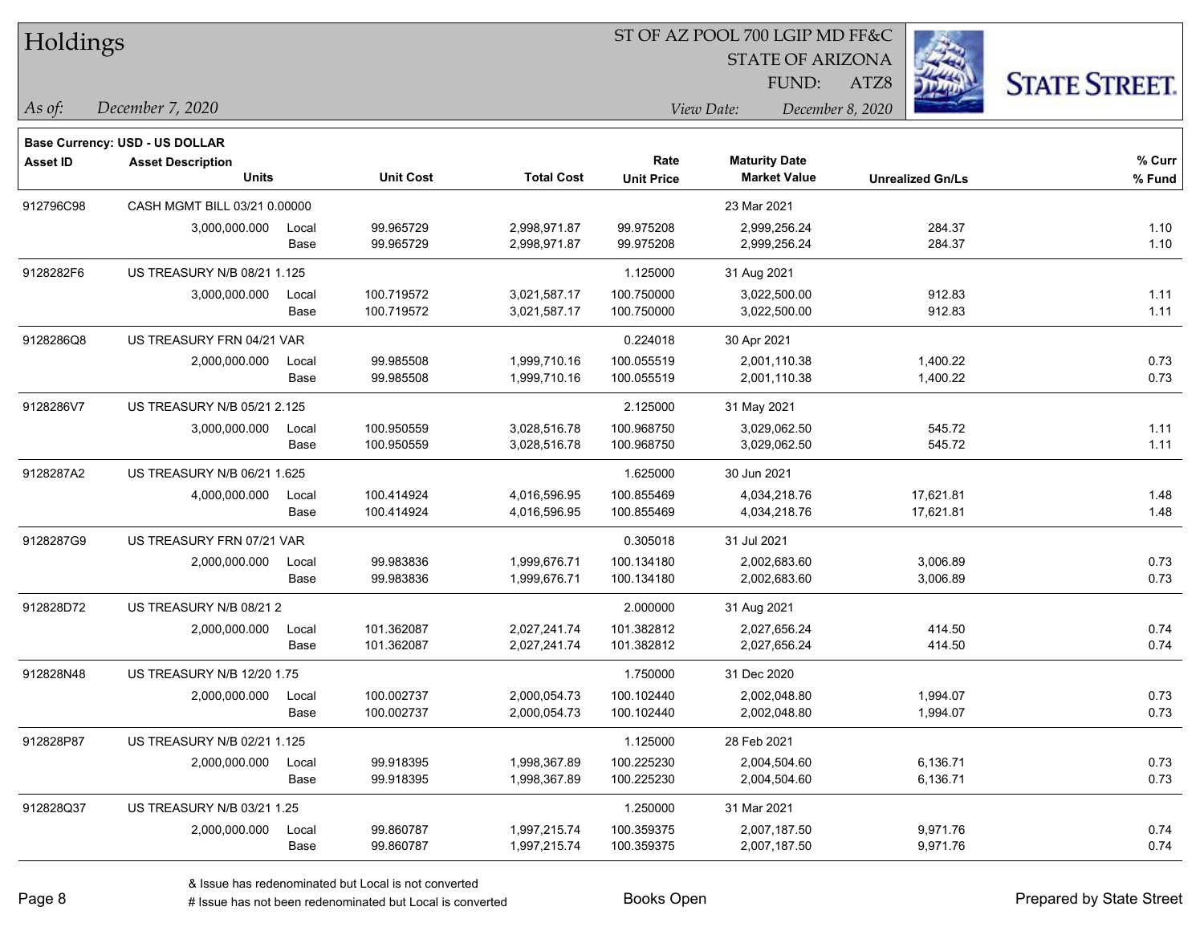# Holdings

ST OF AZ POOL 700 LGIP MD FF&C
STATE OF ARIZONA
FUND: ATZ8

*As of:* *December 7, 2020*
*View Date:* *December 8, 2020*

**Base Currency: USD - US DOLLAR**

| Asset ID | Asset Description / Units | | Unit Cost | Total Cost | Rate / Unit Price | Maturity Date / Market Value | Unrealized Gn/Ls | % Curr / % Fund |
|---|---|---|---|---|---|---|---|---|
| 912796C98 | CASH MGMT BILL 03/21 0.00000 | | | | | 23 Mar 2021 | | |
| | 3,000,000.000 | Local | 99.965729 | 2,998,971.87 | 99.975208 | 2,999,256.24 | 284.37 | 1.10 |
| | | Base | 99.965729 | 2,998,971.87 | 99.975208 | 2,999,256.24 | 284.37 | 1.10 |
| 9128282F6 | US TREASURY N/B 08/21 1.125 | | | | 1.125000 | 31 Aug 2021 | | |
| | 3,000,000.000 | Local | 100.719572 | 3,021,587.17 | 100.750000 | 3,022,500.00 | 912.83 | 1.11 |
| | | Base | 100.719572 | 3,021,587.17 | 100.750000 | 3,022,500.00 | 912.83 | 1.11 |
| 9128286Q8 | US TREASURY FRN 04/21 VAR | | | | 0.224018 | 30 Apr 2021 | | |
| | 2,000,000.000 | Local | 99.985508 | 1,999,710.16 | 100.055519 | 2,001,110.38 | 1,400.22 | 0.73 |
| | | Base | 99.985508 | 1,999,710.16 | 100.055519 | 2,001,110.38 | 1,400.22 | 0.73 |
| 9128286V7 | US TREASURY N/B 05/21 2.125 | | | | 2.125000 | 31 May 2021 | | |
| | 3,000,000.000 | Local | 100.950559 | 3,028,516.78 | 100.968750 | 3,029,062.50 | 545.72 | 1.11 |
| | | Base | 100.950559 | 3,028,516.78 | 100.968750 | 3,029,062.50 | 545.72 | 1.11 |
| 9128287A2 | US TREASURY N/B 06/21 1.625 | | | | 1.625000 | 30 Jun 2021 | | |
| | 4,000,000.000 | Local | 100.414924 | 4,016,596.95 | 100.855469 | 4,034,218.76 | 17,621.81 | 1.48 |
| | | Base | 100.414924 | 4,016,596.95 | 100.855469 | 4,034,218.76 | 17,621.81 | 1.48 |
| 9128287G9 | US TREASURY FRN 07/21 VAR | | | | 0.305018 | 31 Jul 2021 | | |
| | 2,000,000.000 | Local | 99.983836 | 1,999,676.71 | 100.134180 | 2,002,683.60 | 3,006.89 | 0.73 |
| | | Base | 99.983836 | 1,999,676.71 | 100.134180 | 2,002,683.60 | 3,006.89 | 0.73 |
| 912828D72 | US TREASURY N/B 08/21 2 | | | | 2.000000 | 31 Aug 2021 | | |
| | 2,000,000.000 | Local | 101.362087 | 2,027,241.74 | 101.382812 | 2,027,656.24 | 414.50 | 0.74 |
| | | Base | 101.362087 | 2,027,241.74 | 101.382812 | 2,027,656.24 | 414.50 | 0.74 |
| 912828N48 | US TREASURY N/B 12/20 1.75 | | | | 1.750000 | 31 Dec 2020 | | |
| | 2,000,000.000 | Local | 100.002737 | 2,000,054.73 | 100.102440 | 2,002,048.80 | 1,994.07 | 0.73 |
| | | Base | 100.002737 | 2,000,054.73 | 100.102440 | 2,002,048.80 | 1,994.07 | 0.73 |
| 912828P87 | US TREASURY N/B 02/21 1.125 | | | | 1.125000 | 28 Feb 2021 | | |
| | 2,000,000.000 | Local | 99.918395 | 1,998,367.89 | 100.225230 | 2,004,504.60 | 6,136.71 | 0.73 |
| | | Base | 99.918395 | 1,998,367.89 | 100.225230 | 2,004,504.60 | 6,136.71 | 0.73 |
| 912828Q37 | US TREASURY N/B 03/21 1.25 | | | | 1.250000 | 31 Mar 2021 | | |
| | 2,000,000.000 | Local | 99.860787 | 1,997,215.74 | 100.359375 | 2,007,187.50 | 9,971.76 | 0.74 |
| | | Base | 99.860787 | 1,997,215.74 | 100.359375 | 2,007,187.50 | 9,971.76 | 0.74 |

& Issue has redenominated but Local is not converted
# Issue has not been redenominated but Local is converted

Books Open

Prepared by State Street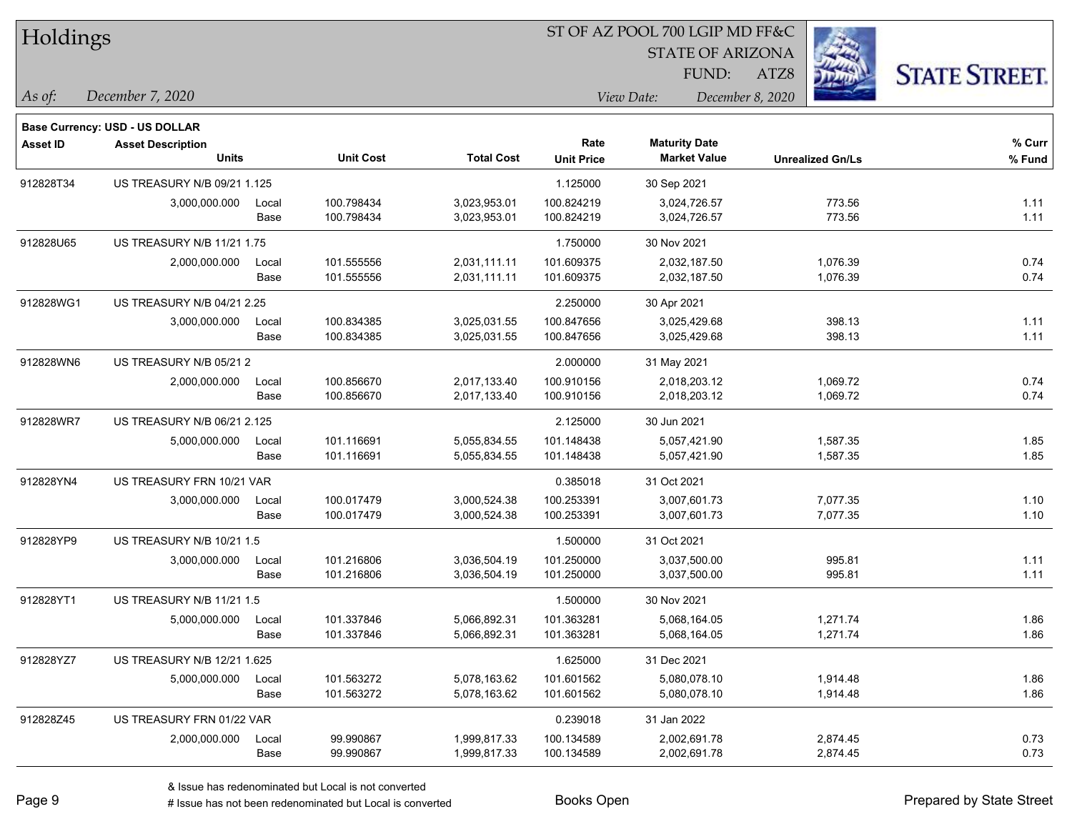# Holdings

ST OF AZ POOL 700 LGIP MD FF&C
STATE OF ARIZONA
FUND: ATZ8

*As of:* *December 7, 2020*
*View Date:* *December 8, 2020*

**Base Currency: USD - US DOLLAR**

| Asset ID | Asset Description / Units | | Unit Cost | Total Cost | Rate / Unit Price | Maturity Date / Market Value | Unrealized Gn/Ls | % Curr / % Fund |
|---|---|---|---|---|---|---|---|---|
| 912828T34 | US TREASURY N/B 09/21 1.125 | | | | 1.125000 | 30 Sep 2021 | | |
| | 3,000,000.000 | Local | 100.798434 | 3,023,953.01 | 100.824219 | 3,024,726.57 | 773.56 | 1.11 |
| | | Base | 100.798434 | 3,023,953.01 | 100.824219 | 3,024,726.57 | 773.56 | 1.11 |
| 912828U65 | US TREASURY N/B 11/21 1.75 | | | | 1.750000 | 30 Nov 2021 | | |
| | 2,000,000.000 | Local | 101.555556 | 2,031,111.11 | 101.609375 | 2,032,187.50 | 1,076.39 | 0.74 |
| | | Base | 101.555556 | 2,031,111.11 | 101.609375 | 2,032,187.50 | 1,076.39 | 0.74 |
| 912828WG1 | US TREASURY N/B 04/21 2.25 | | | | 2.250000 | 30 Apr 2021 | | |
| | 3,000,000.000 | Local | 100.834385 | 3,025,031.55 | 100.847656 | 3,025,429.68 | 398.13 | 1.11 |
| | | Base | 100.834385 | 3,025,031.55 | 100.847656 | 3,025,429.68 | 398.13 | 1.11 |
| 912828WN6 | US TREASURY N/B 05/21 2 | | | | 2.000000 | 31 May 2021 | | |
| | 2,000,000.000 | Local | 100.856670 | 2,017,133.40 | 100.910156 | 2,018,203.12 | 1,069.72 | 0.74 |
| | | Base | 100.856670 | 2,017,133.40 | 100.910156 | 2,018,203.12 | 1,069.72 | 0.74 |
| 912828WR7 | US TREASURY N/B 06/21 2.125 | | | | 2.125000 | 30 Jun 2021 | | |
| | 5,000,000.000 | Local | 101.116691 | 5,055,834.55 | 101.148438 | 5,057,421.90 | 1,587.35 | 1.85 |
| | | Base | 101.116691 | 5,055,834.55 | 101.148438 | 5,057,421.90 | 1,587.35 | 1.85 |
| 912828YN4 | US TREASURY FRN 10/21 VAR | | | | 0.385018 | 31 Oct 2021 | | |
| | 3,000,000.000 | Local | 100.017479 | 3,000,524.38 | 100.253391 | 3,007,601.73 | 7,077.35 | 1.10 |
| | | Base | 100.017479 | 3,000,524.38 | 100.253391 | 3,007,601.73 | 7,077.35 | 1.10 |
| 912828YP9 | US TREASURY N/B 10/21 1.5 | | | | 1.500000 | 31 Oct 2021 | | |
| | 3,000,000.000 | Local | 101.216806 | 3,036,504.19 | 101.250000 | 3,037,500.00 | 995.81 | 1.11 |
| | | Base | 101.216806 | 3,036,504.19 | 101.250000 | 3,037,500.00 | 995.81 | 1.11 |
| 912828YT1 | US TREASURY N/B 11/21 1.5 | | | | 1.500000 | 30 Nov 2021 | | |
| | 5,000,000.000 | Local | 101.337846 | 5,066,892.31 | 101.363281 | 5,068,164.05 | 1,271.74 | 1.86 |
| | | Base | 101.337846 | 5,066,892.31 | 101.363281 | 5,068,164.05 | 1,271.74 | 1.86 |
| 912828YZ7 | US TREASURY N/B 12/21 1.625 | | | | 1.625000 | 31 Dec 2021 | | |
| | 5,000,000.000 | Local | 101.563272 | 5,078,163.62 | 101.601562 | 5,080,078.10 | 1,914.48 | 1.86 |
| | | Base | 101.563272 | 5,078,163.62 | 101.601562 | 5,080,078.10 | 1,914.48 | 1.86 |
| 912828Z45 | US TREASURY FRN 01/22 VAR | | | | 0.239018 | 31 Jan 2022 | | |
| | 2,000,000.000 | Local | 99.990867 | 1,999,817.33 | 100.134589 | 2,002,691.78 | 2,874.45 | 0.73 |
| | | Base | 99.990867 | 1,999,817.33 | 100.134589 | 2,002,691.78 | 2,874.45 | 0.73 |

& Issue has redenominated but Local is not converted
# Issue has not been redenominated but Local is converted

Books Open

Prepared by State Street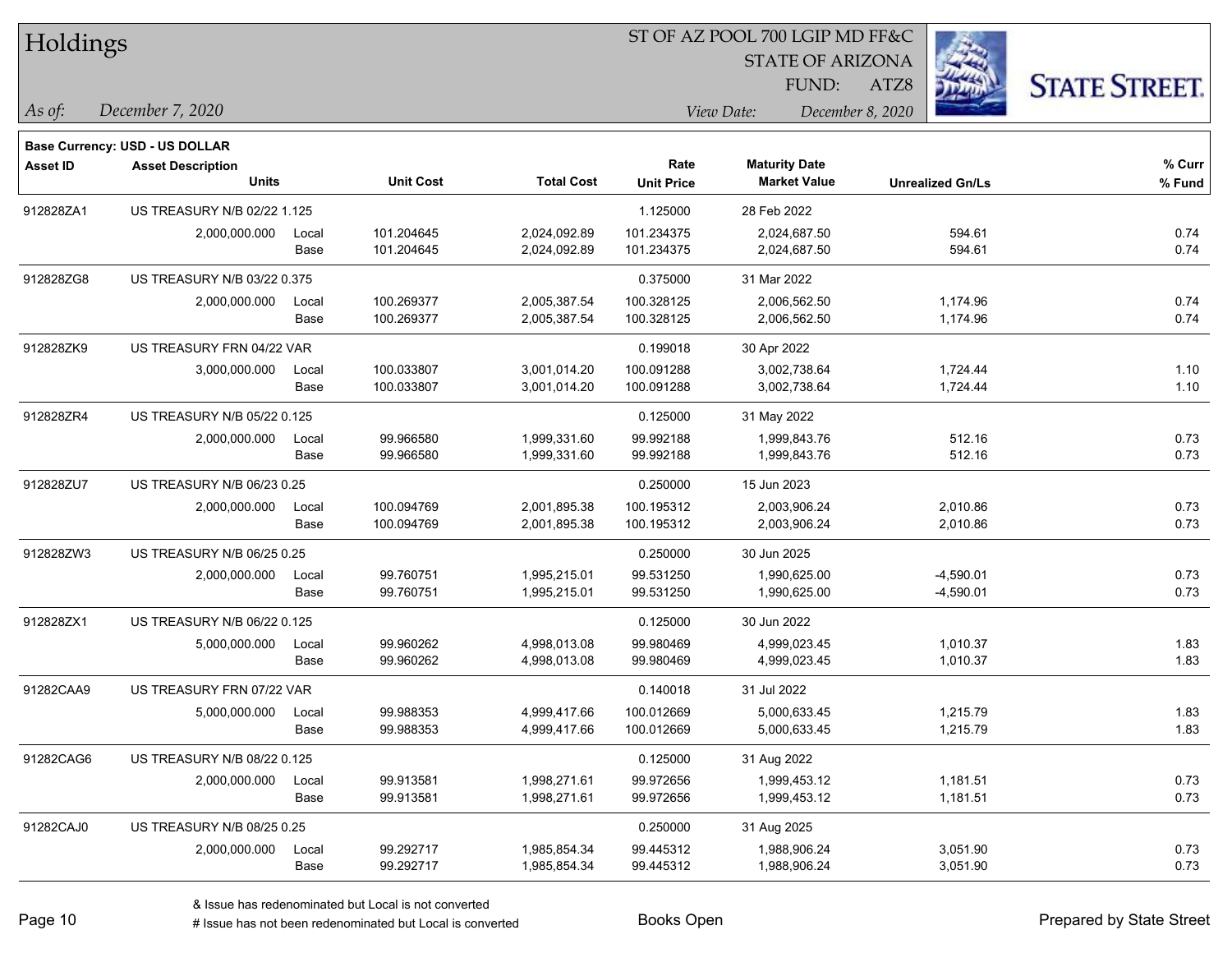# Holdings

ST OF AZ POOL 700 LGIP MD FF&C
STATE OF ARIZONA
FUND: ATZ8

*As of:* *December 7, 2020*

*View Date:* *December 8, 2020*

**Base Currency: USD - US DOLLAR**

| Asset ID | Asset Description / Units | | Unit Cost | Total Cost | Rate / Unit Price | Maturity Date / Market Value | Unrealized Gn/Ls | % Curr / % Fund |
|---|---|---|---|---|---|---|---|---|
| 912828ZA1 | US TREASURY N/B 02/22 1.125 | | | | 1.125000 | 28 Feb 2022 | | |
| | 2,000,000.000 | Local | 101.204645 | 2,024,092.89 | 101.234375 | 2,024,687.50 | 594.61 | 0.74 |
| | | Base | 101.204645 | 2,024,092.89 | 101.234375 | 2,024,687.50 | 594.61 | 0.74 |
| 912828ZG8 | US TREASURY N/B 03/22 0.375 | | | | 0.375000 | 31 Mar 2022 | | |
| | 2,000,000.000 | Local | 100.269377 | 2,005,387.54 | 100.328125 | 2,006,562.50 | 1,174.96 | 0.74 |
| | | Base | 100.269377 | 2,005,387.54 | 100.328125 | 2,006,562.50 | 1,174.96 | 0.74 |
| 912828ZK9 | US TREASURY FRN 04/22 VAR | | | | 0.199018 | 30 Apr 2022 | | |
| | 3,000,000.000 | Local | 100.033807 | 3,001,014.20 | 100.091288 | 3,002,738.64 | 1,724.44 | 1.10 |
| | | Base | 100.033807 | 3,001,014.20 | 100.091288 | 3,002,738.64 | 1,724.44 | 1.10 |
| 912828ZR4 | US TREASURY N/B 05/22 0.125 | | | | 0.125000 | 31 May 2022 | | |
| | 2,000,000.000 | Local | 99.966580 | 1,999,331.60 | 99.992188 | 1,999,843.76 | 512.16 | 0.73 |
| | | Base | 99.966580 | 1,999,331.60 | 99.992188 | 1,999,843.76 | 512.16 | 0.73 |
| 912828ZU7 | US TREASURY N/B 06/23 0.25 | | | | 0.250000 | 15 Jun 2023 | | |
| | 2,000,000.000 | Local | 100.094769 | 2,001,895.38 | 100.195312 | 2,003,906.24 | 2,010.86 | 0.73 |
| | | Base | 100.094769 | 2,001,895.38 | 100.195312 | 2,003,906.24 | 2,010.86 | 0.73 |
| 912828ZW3 | US TREASURY N/B 06/25 0.25 | | | | 0.250000 | 30 Jun 2025 | | |
| | 2,000,000.000 | Local | 99.760751 | 1,995,215.01 | 99.531250 | 1,990,625.00 | -4,590.01 | 0.73 |
| | | Base | 99.760751 | 1,995,215.01 | 99.531250 | 1,990,625.00 | -4,590.01 | 0.73 |
| 912828ZX1 | US TREASURY N/B 06/22 0.125 | | | | 0.125000 | 30 Jun 2022 | | |
| | 5,000,000.000 | Local | 99.960262 | 4,998,013.08 | 99.980469 | 4,999,023.45 | 1,010.37 | 1.83 |
| | | Base | 99.960262 | 4,998,013.08 | 99.980469 | 4,999,023.45 | 1,010.37 | 1.83 |
| 91282CAA9 | US TREASURY FRN 07/22 VAR | | | | 0.140018 | 31 Jul 2022 | | |
| | 5,000,000.000 | Local | 99.988353 | 4,999,417.66 | 100.012669 | 5,000,633.45 | 1,215.79 | 1.83 |
| | | Base | 99.988353 | 4,999,417.66 | 100.012669 | 5,000,633.45 | 1,215.79 | 1.83 |
| 91282CAG6 | US TREASURY N/B 08/22 0.125 | | | | 0.125000 | 31 Aug 2022 | | |
| | 2,000,000.000 | Local | 99.913581 | 1,998,271.61 | 99.972656 | 1,999,453.12 | 1,181.51 | 0.73 |
| | | Base | 99.913581 | 1,998,271.61 | 99.972656 | 1,999,453.12 | 1,181.51 | 0.73 |
| 91282CAJ0 | US TREASURY N/B 08/25 0.25 | | | | 0.250000 | 31 Aug 2025 | | |
| | 2,000,000.000 | Local | 99.292717 | 1,985,854.34 | 99.445312 | 1,988,906.24 | 3,051.90 | 0.73 |
| | | Base | 99.292717 | 1,985,854.34 | 99.445312 | 1,988,906.24 | 3,051.90 | 0.73 |

& Issue has redenominated but Local is not converted
# Issue has not been redenominated but Local is converted

Books Open

Prepared by State Street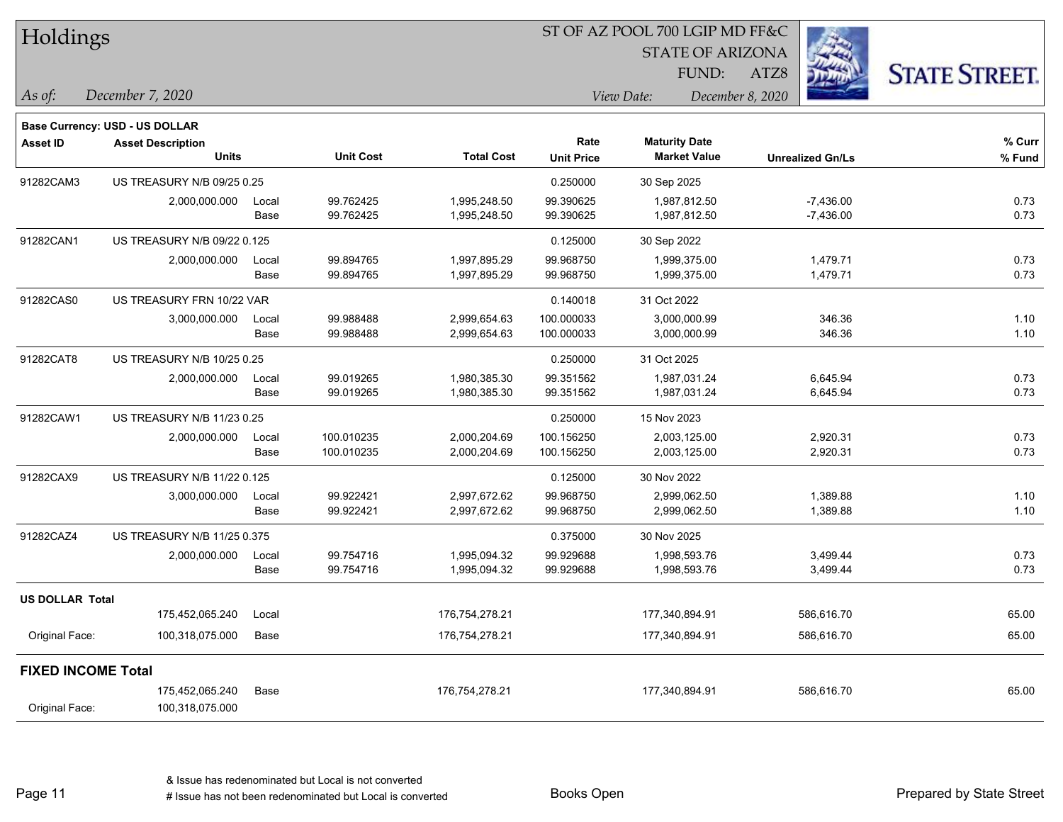# Holdings

ST OF AZ POOL 700 LGIP MD FF&C
STATE OF ARIZONA
FUND: ATZ8

*As of:* *December 7, 2020*
*View Date:* *December 8, 2020*

**Base Currency: USD - US DOLLAR**

| Asset ID | Asset Description / Units | | Unit Cost | Total Cost | Rate / Unit Price | Maturity Date / Market Value | Unrealized Gn/Ls | % Curr / % Fund |
|---|---|---|---|---|---|---|---|---|
| 91282CAM3 | US TREASURY N/B 09/25 0.25 | | | | 0.250000 | 30 Sep 2025 | | |
| | 2,000,000.000 | Local | 99.762425 | 1,995,248.50 | 99.390625 | 1,987,812.50 | -7,436.00 | 0.73 |
| | | Base | 99.762425 | 1,995,248.50 | 99.390625 | 1,987,812.50 | -7,436.00 | 0.73 |
| 91282CAN1 | US TREASURY N/B 09/22 0.125 | | | | 0.125000 | 30 Sep 2022 | | |
| | 2,000,000.000 | Local | 99.894765 | 1,997,895.29 | 99.968750 | 1,999,375.00 | 1,479.71 | 0.73 |
| | | Base | 99.894765 | 1,997,895.29 | 99.968750 | 1,999,375.00 | 1,479.71 | 0.73 |
| 91282CAS0 | US TREASURY FRN 10/22 VAR | | | | 0.140018 | 31 Oct 2022 | | |
| | 3,000,000.000 | Local | 99.988488 | 2,999,654.63 | 100.000033 | 3,000,000.99 | 346.36 | 1.10 |
| | | Base | 99.988488 | 2,999,654.63 | 100.000033 | 3,000,000.99 | 346.36 | 1.10 |
| 91282CAT8 | US TREASURY N/B 10/25 0.25 | | | | 0.250000 | 31 Oct 2025 | | |
| | 2,000,000.000 | Local | 99.019265 | 1,980,385.30 | 99.351562 | 1,987,031.24 | 6,645.94 | 0.73 |
| | | Base | 99.019265 | 1,980,385.30 | 99.351562 | 1,987,031.24 | 6,645.94 | 0.73 |
| 91282CAW1 | US TREASURY N/B 11/23 0.25 | | | | 0.250000 | 15 Nov 2023 | | |
| | 2,000,000.000 | Local | 100.010235 | 2,000,204.69 | 100.156250 | 2,003,125.00 | 2,920.31 | 0.73 |
| | | Base | 100.010235 | 2,000,204.69 | 100.156250 | 2,003,125.00 | 2,920.31 | 0.73 |
| 91282CAX9 | US TREASURY N/B 11/22 0.125 | | | | 0.125000 | 30 Nov 2022 | | |
| | 3,000,000.000 | Local | 99.922421 | 2,997,672.62 | 99.968750 | 2,999,062.50 | 1,389.88 | 1.10 |
| | | Base | 99.922421 | 2,997,672.62 | 99.968750 | 2,999,062.50 | 1,389.88 | 1.10 |
| 91282CAZ4 | US TREASURY N/B 11/25 0.375 | | | | 0.375000 | 30 Nov 2025 | | |
| | 2,000,000.000 | Local | 99.754716 | 1,995,094.32 | 99.929688 | 1,998,593.76 | 3,499.44 | 0.73 |
| | | Base | 99.754716 | 1,995,094.32 | 99.929688 | 1,998,593.76 | 3,499.44 | 0.73 |
| **US DOLLAR Total** | | | | | | | | |
| | 175,452,065.240 | Local | | 176,754,278.21 | | 177,340,894.91 | 586,616.70 | 65.00 |
| Original Face: | 100,318,075.000 | Base | | 176,754,278.21 | | 177,340,894.91 | 586,616.70 | 65.00 |
| **FIXED INCOME Total** | | | | | | | | |
| | 175,452,065.240 | Base | | 176,754,278.21 | | 177,340,894.91 | 586,616.70 | 65.00 |
| Original Face: | 100,318,075.000 | | | | | | | |

& Issue has redenominated but Local is not converted
# Issue has not been redenominated but Local is converted

Books Open

Prepared by State Street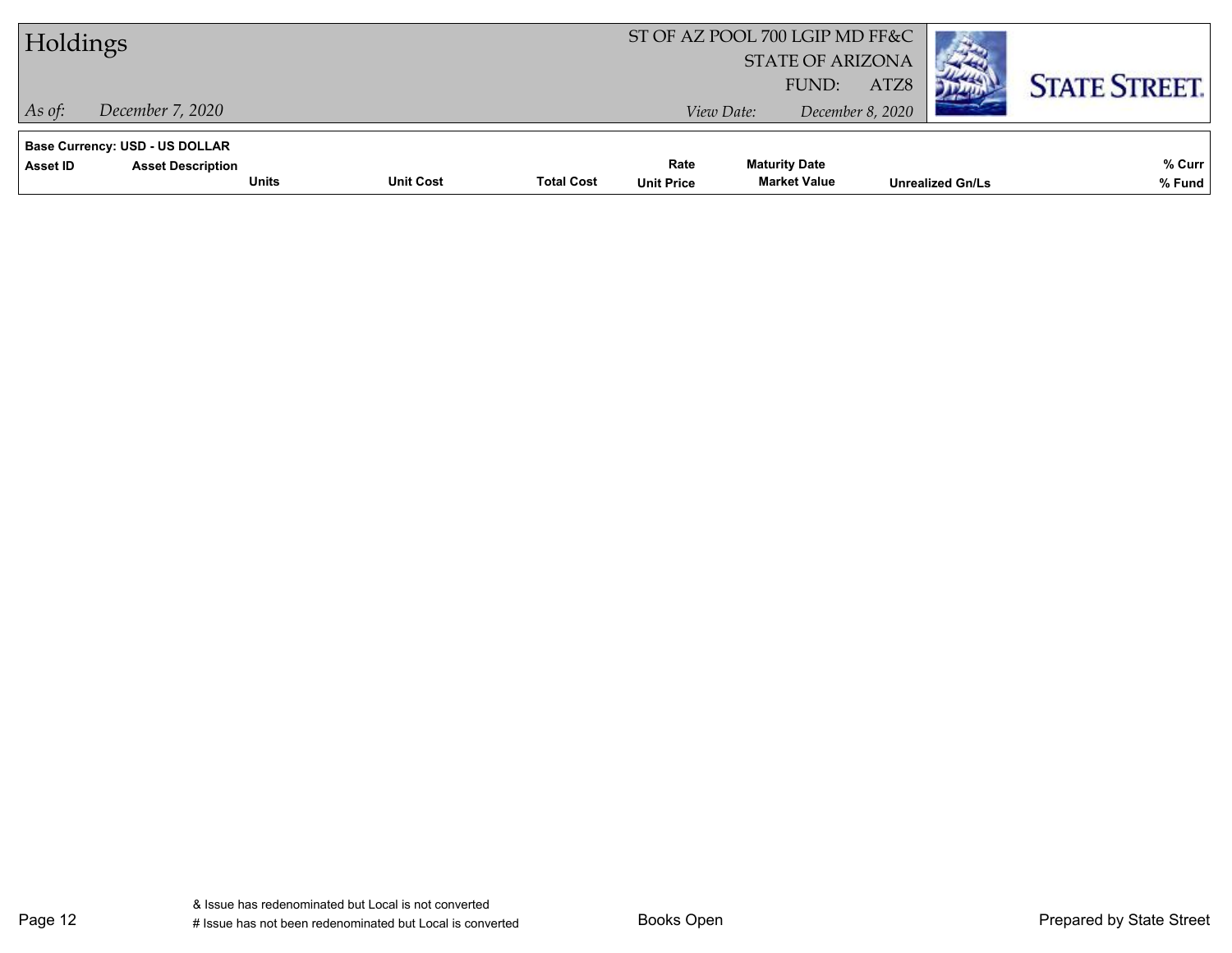**Base Currency: USD - US DOLLAR**

| Asset ID | Asset Description | Units | Unit Cost | Total Cost | Rate / Unit Price | Maturity Date / Market Value | Unrealized Gn/Ls | % Curr / % Fund |
|---|---|---|---|---|---|---|---|---|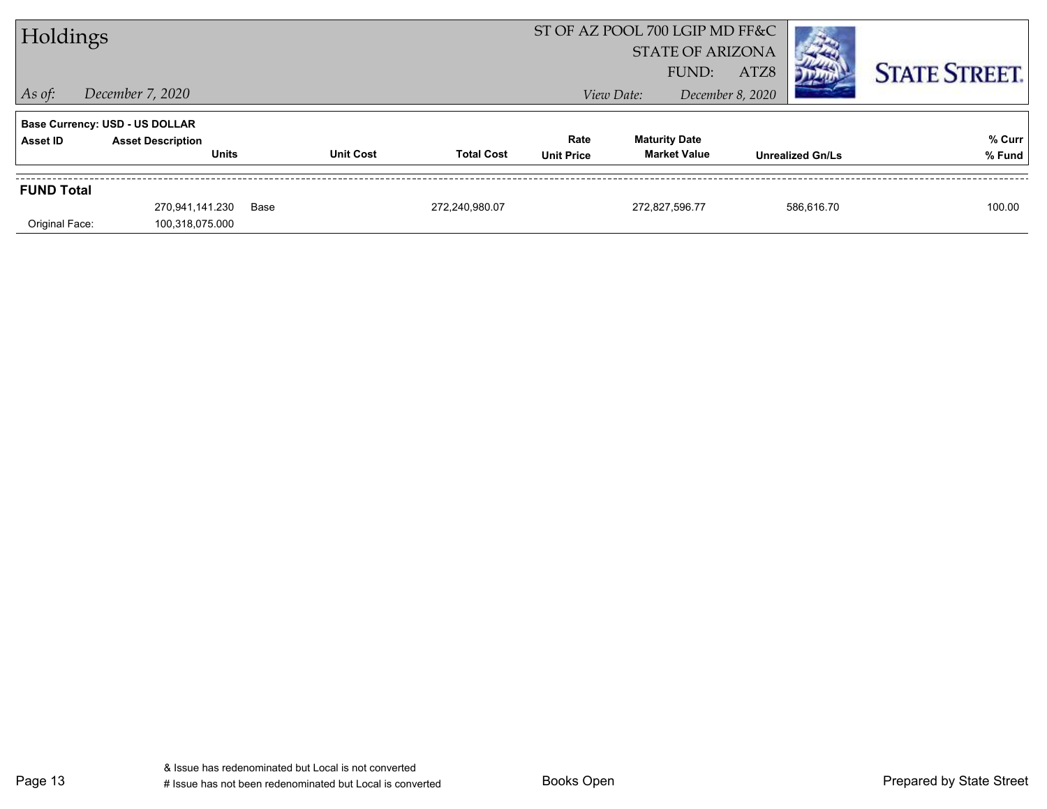# Holdings

ST OF AZ POOL 700 LGIP MD FF&C
STATE OF ARIZONA
FUND: ATZ8

*As of:* *December 7, 2020*

*View Date:* *December 8, 2020*

**STATE STREET.**

**Base Currency: USD - US DOLLAR**

| Asset ID | Asset Description / Units | Unit Cost | Total Cost | Rate / Unit Price | Maturity Date / Market Value | Unrealized Gn/Ls | % Curr / % Fund |
|---|---|---|---|---|---|---|---|
| **FUND Total** | | | | | | | |
| | 270,941,141.230 | Base | 272,240,980.07 | | 272,827,596.77 | 586,616.70 | 100.00 |
| Original Face: | 100,318,075.000 | | | | | | |

& Issue has redenominated but Local is not converted
# Issue has not been redenominated but Local is converted

Books Open

Prepared by State Street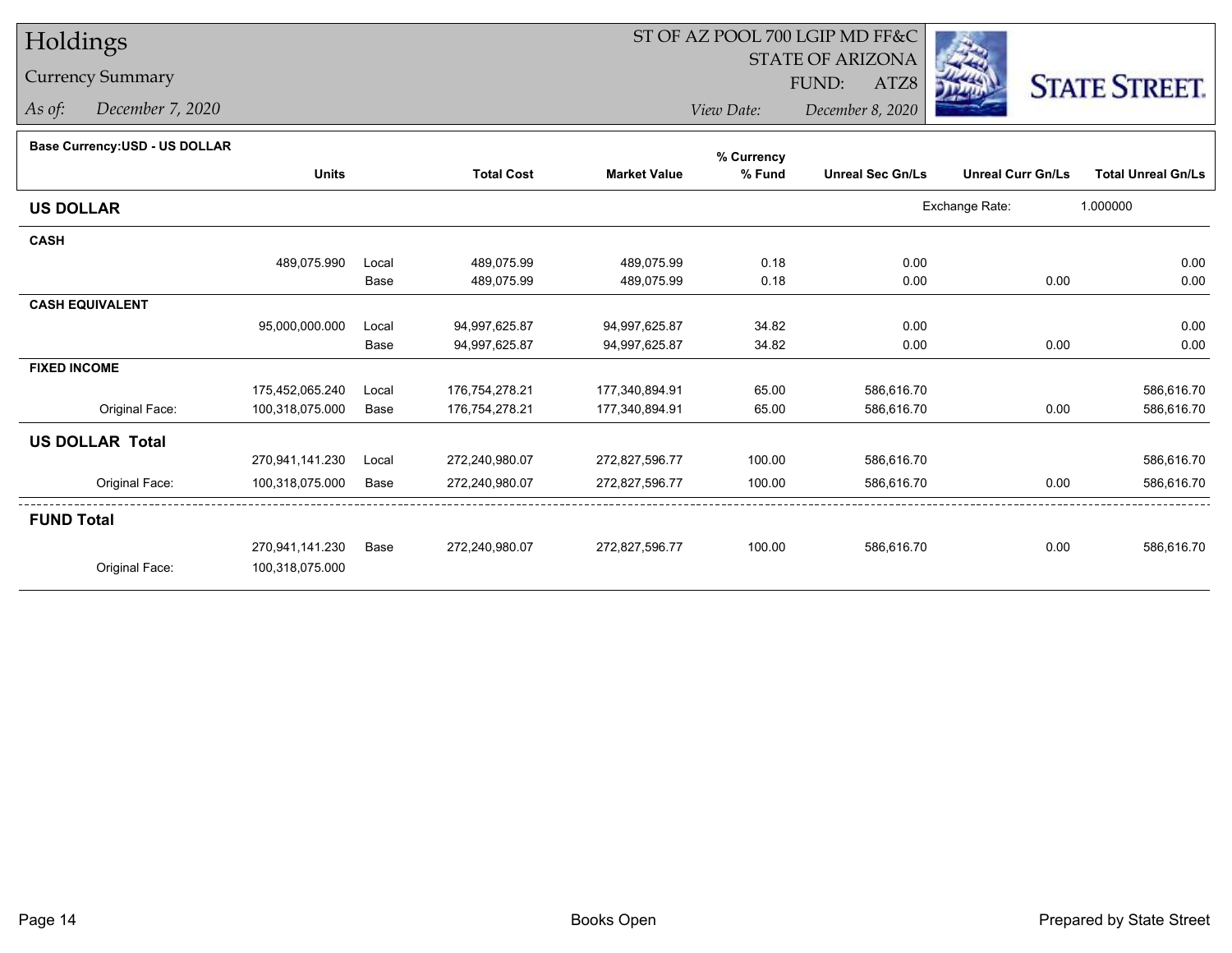# Holdings

## Currency Summary

*As of:* December 7, 2020

ST OF AZ POOL 700 LGIP MD FF&C
STATE OF ARIZONA
FUND: ATZ8
*View Date:* December 8, 2020

STATE STREET.

**Base Currency:USD - US DOLLAR**

| | Units | | Total Cost | Market Value | % Currency % Fund | Unreal Sec Gn/Ls | Unreal Curr Gn/Ls | Total Unreal Gn/Ls |
|---|---|---|---|---|---|---|---|---|
| **US DOLLAR** | | | | | | Exchange Rate: | 1.000000 | |
| **CASH** | | | | | | | | |
| | 489,075.990 | Local | 489,075.99 | 489,075.99 | 0.18 | 0.00 | | 0.00 |
| | | Base | 489,075.99 | 489,075.99 | 0.18 | 0.00 | 0.00 | 0.00 |
| **CASH EQUIVALENT** | | | | | | | | |
| | 95,000,000.000 | Local | 94,997,625.87 | 94,997,625.87 | 34.82 | 0.00 | | 0.00 |
| | | Base | 94,997,625.87 | 94,997,625.87 | 34.82 | 0.00 | 0.00 | 0.00 |
| **FIXED INCOME** | | | | | | | | |
| | 175,452,065.240 | Local | 176,754,278.21 | 177,340,894.91 | 65.00 | 586,616.70 | | 586,616.70 |
| Original Face: | 100,318,075.000 | Base | 176,754,278.21 | 177,340,894.91 | 65.00 | 586,616.70 | 0.00 | 586,616.70 |
| **US DOLLAR Total** | | | | | | | | |
| | 270,941,141.230 | Local | 272,240,980.07 | 272,827,596.77 | 100.00 | 586,616.70 | | 586,616.70 |
| Original Face: | 100,318,075.000 | Base | 272,240,980.07 | 272,827,596.77 | 100.00 | 586,616.70 | 0.00 | 586,616.70 |
| **FUND Total** | | | | | | | | |
| | 270,941,141.230 | Base | 272,240,980.07 | 272,827,596.77 | 100.00 | 586,616.70 | 0.00 | 586,616.70 |
| Original Face: | 100,318,075.000 | | | | | | | |

Books Open

Prepared by State Street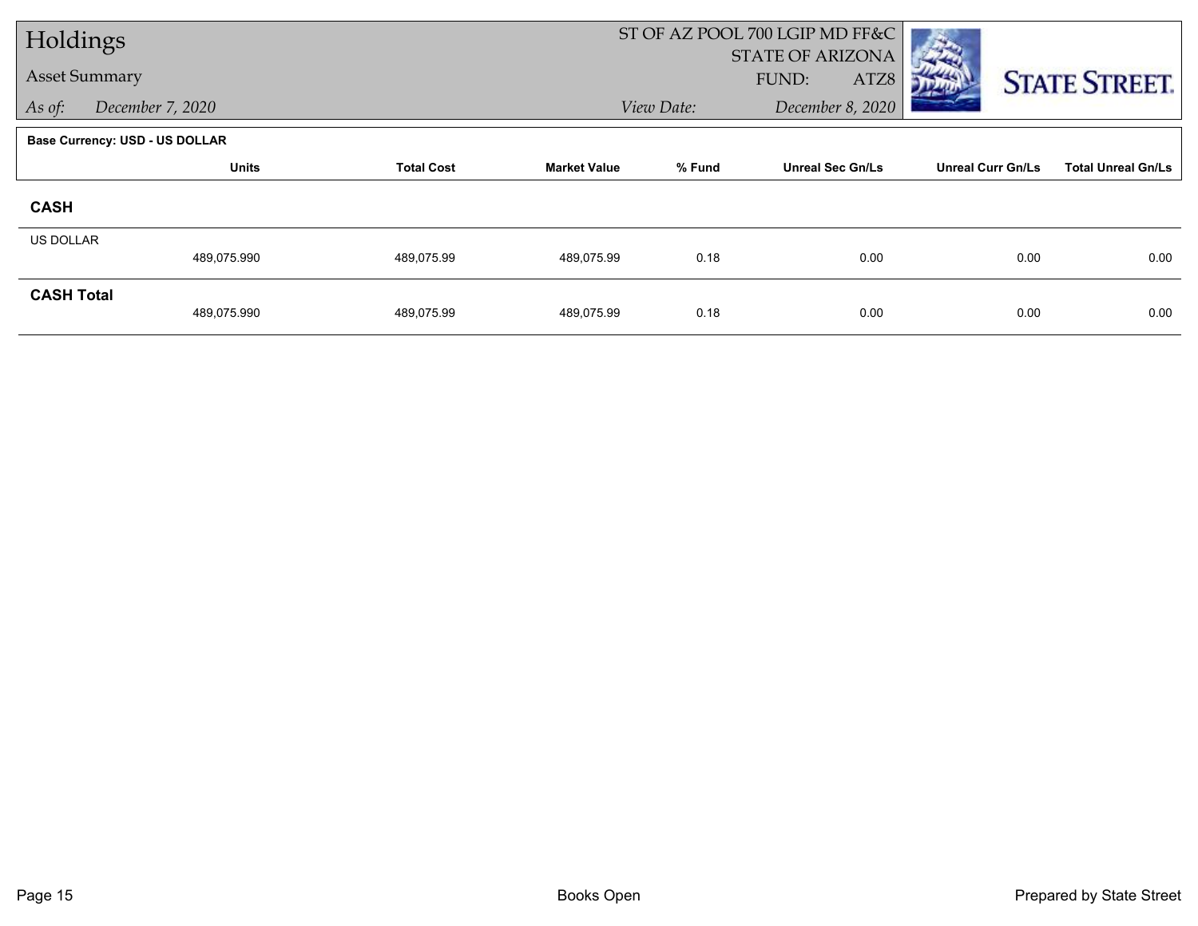# Holdings

## Asset Summary

*As of:* December 7, 2020

ST OF AZ POOL 700 LGIP MD FF&C
STATE OF ARIZONA
FUND: ATZ8

*View Date:* December 8, 2020

STATE STREET.

**Base Currency: USD - US DOLLAR**

| | Units | Total Cost | Market Value | % Fund | Unreal Sec Gn/Ls | Unreal Curr Gn/Ls | Total Unreal Gn/Ls |
|---|---|---|---|---|---|---|---|
| **CASH** | | | | | | | |
| US DOLLAR | 489,075.990 | 489,075.99 | 489,075.99 | 0.18 | 0.00 | 0.00 | 0.00 |
| **CASH Total** | 489,075.990 | 489,075.99 | 489,075.99 | 0.18 | 0.00 | 0.00 | 0.00 |

Books Open

Prepared by State Street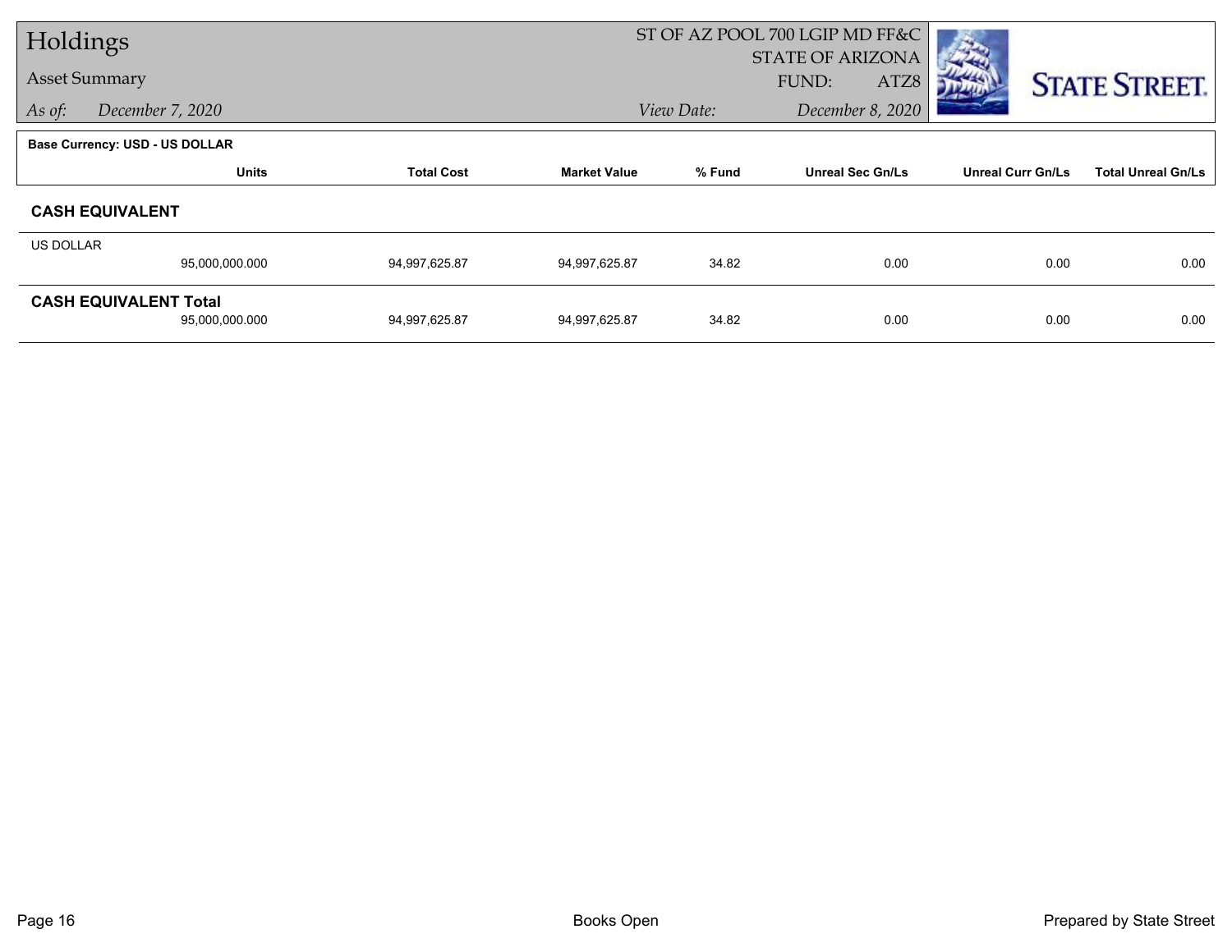# Holdings

## Asset Summary

*As of:* December 7, 2020

ST OF AZ POOL 700 LGIP MD FF&C
STATE OF ARIZONA
FUND: ATZ8

*View Date:* December 8, 2020

**Base Currency: USD - US DOLLAR**

| | Units | Total Cost | Market Value | % Fund | Unreal Sec Gn/Ls | Unreal Curr Gn/Ls | Total Unreal Gn/Ls |
|---|---|---|---|---|---|---|---|
| **CASH EQUIVALENT** | | | | | | | |
| US DOLLAR | 95,000,000.000 | 94,997,625.87 | 94,997,625.87 | 34.82 | 0.00 | 0.00 | 0.00 |
| **CASH EQUIVALENT Total** | 95,000,000.000 | 94,997,625.87 | 94,997,625.87 | 34.82 | 0.00 | 0.00 | 0.00 |

Books Open

Prepared by State Street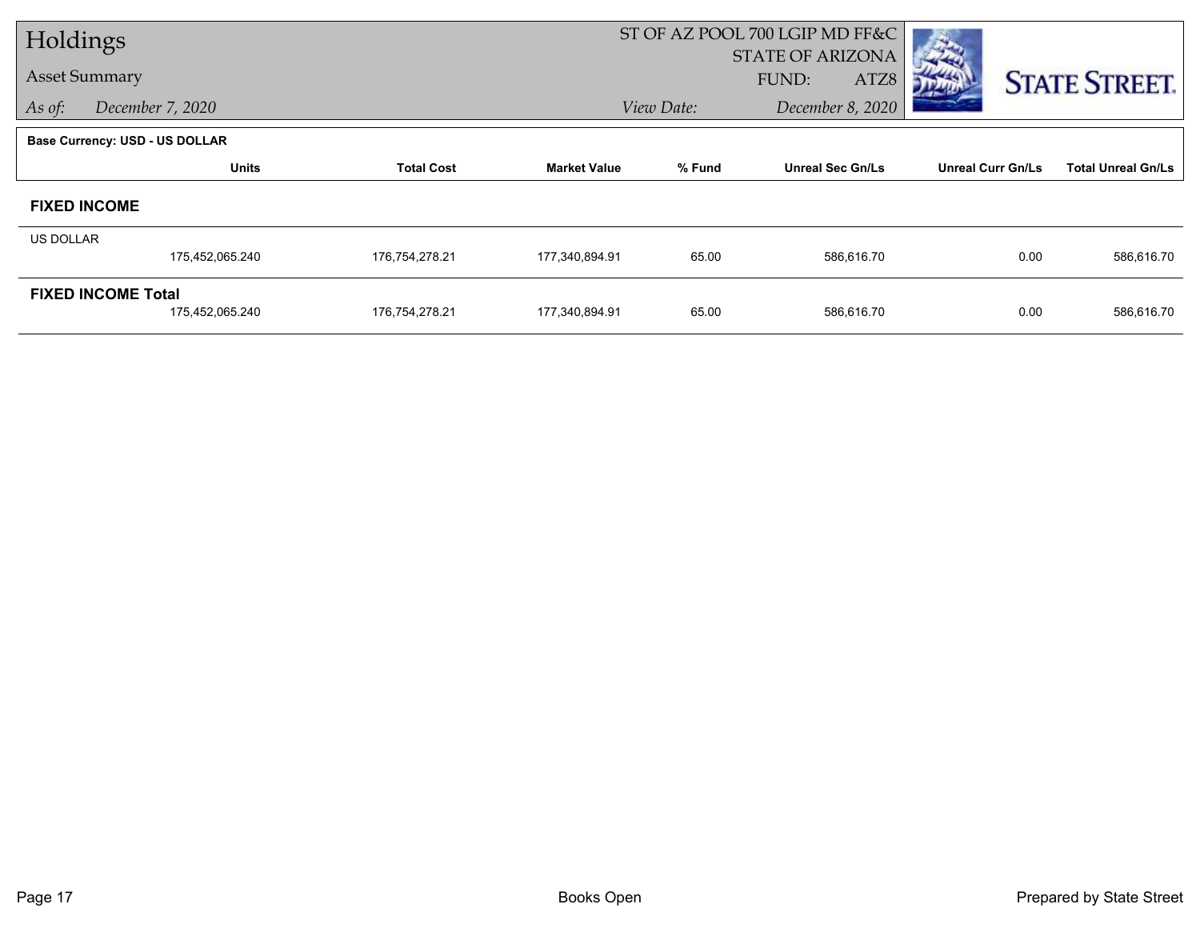# Holdings

## Asset Summary

*As of:* December 7, 2020

ST OF AZ POOL 700 LGIP MD FF&C
STATE OF ARIZONA
FUND: ATZ8

*View Date:* December 8, 2020

**Base Currency: USD - US DOLLAR**

| | Units | Total Cost | Market Value | % Fund | Unreal Sec Gn/Ls | Unreal Curr Gn/Ls | Total Unreal Gn/Ls |
|---|---|---|---|---|---|---|---|
| **FIXED INCOME** | | | | | | | |
| US DOLLAR | 175,452,065.240 | 176,754,278.21 | 177,340,894.91 | 65.00 | 586,616.70 | 0.00 | 586,616.70 |
| **FIXED INCOME Total** | 175,452,065.240 | 176,754,278.21 | 177,340,894.91 | 65.00 | 586,616.70 | 0.00 | 586,616.70 |

Books Open

Prepared by State Street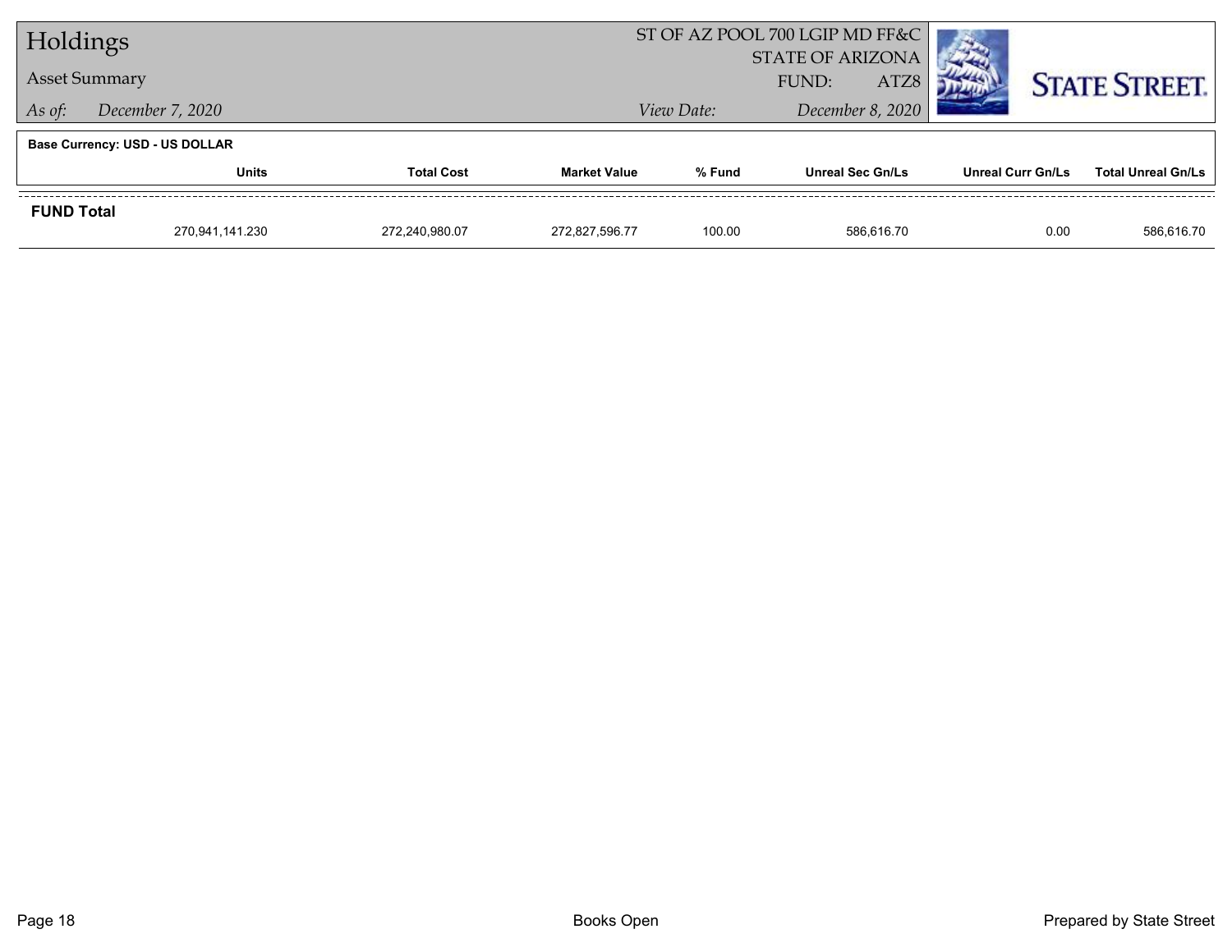# Holdings

Asset Summary

*As of:* *December 7, 2020*

ST OF AZ POOL 700 LGIP MD FF&C
STATE OF ARIZONA
FUND: ATZ8

*View Date:* *December 8, 2020*

**Base Currency: USD - US DOLLAR**

| | Units | Total Cost | Market Value | % Fund | Unreal Sec Gn/Ls | Unreal Curr Gn/Ls | Total Unreal Gn/Ls |
|---|---|---|---|---|---|---|---|
| **FUND Total** | | | | | | | |
| | 270,941,141.230 | 272,240,980.07 | 272,827,596.77 | 100.00 | 586,616.70 | 0.00 | 586,616.70 |

Books Open

Prepared by State Street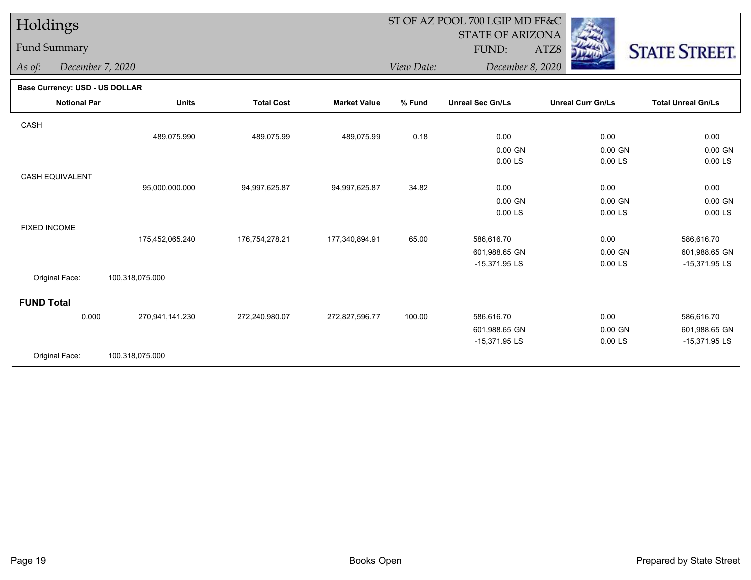# Holdings

Fund Summary

*As of:* December 7, 2020

ST OF AZ POOL 700 LGIP MD FF&C
STATE OF ARIZONA
FUND: ATZ8

*View Date:* December 8, 2020

**Base Currency: USD - US DOLLAR**

| Notional Par | Units | Total Cost | Market Value | % Fund | Unreal Sec Gn/Ls | Unreal Curr Gn/Ls | Total Unreal Gn/Ls |
|---|---|---|---|---|---|---|---|
| CASH | | | | | | | |
| | 489,075.990 | 489,075.99 | 489,075.99 | 0.18 | 0.00 | 0.00 | 0.00 |
| | | | | | 0.00 GN | 0.00 GN | 0.00 GN |
| | | | | | 0.00 LS | 0.00 LS | 0.00 LS |
| CASH EQUIVALENT | | | | | | | |
| | 95,000,000.000 | 94,997,625.87 | 94,997,625.87 | 34.82 | 0.00 | 0.00 | 0.00 |
| | | | | | 0.00 GN | 0.00 GN | 0.00 GN |
| | | | | | 0.00 LS | 0.00 LS | 0.00 LS |
| FIXED INCOME | | | | | | | |
| | 175,452,065.240 | 176,754,278.21 | 177,340,894.91 | 65.00 | 586,616.70 | 0.00 | 586,616.70 |
| | | | | | 601,988.65 GN | 0.00 GN | 601,988.65 GN |
| | | | | | -15,371.95 LS | 0.00 LS | -15,371.95 LS |
| Original Face: 100,318,075.000 | | | | | | | |
| **FUND Total** | | | | | | | |
| 0.000 | 270,941,141.230 | 272,240,980.07 | 272,827,596.77 | 100.00 | 586,616.70 | 0.00 | 586,616.70 |
| | | | | | 601,988.65 GN | 0.00 GN | 601,988.65 GN |
| | | | | | -15,371.95 LS | 0.00 LS | -15,371.95 LS |
| Original Face: 100,318,075.000 | | | | | | | |

Books Open

Prepared by State Street